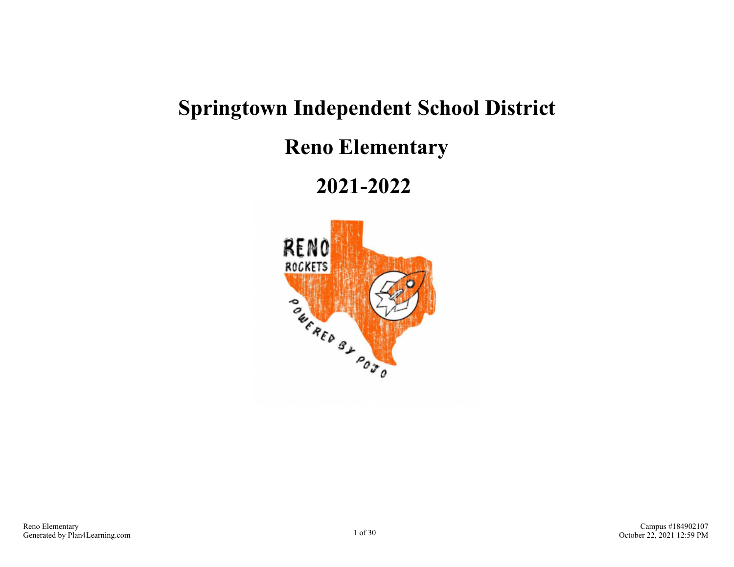# Springtown Independent School District

# Reno Elementary

# 2021-2022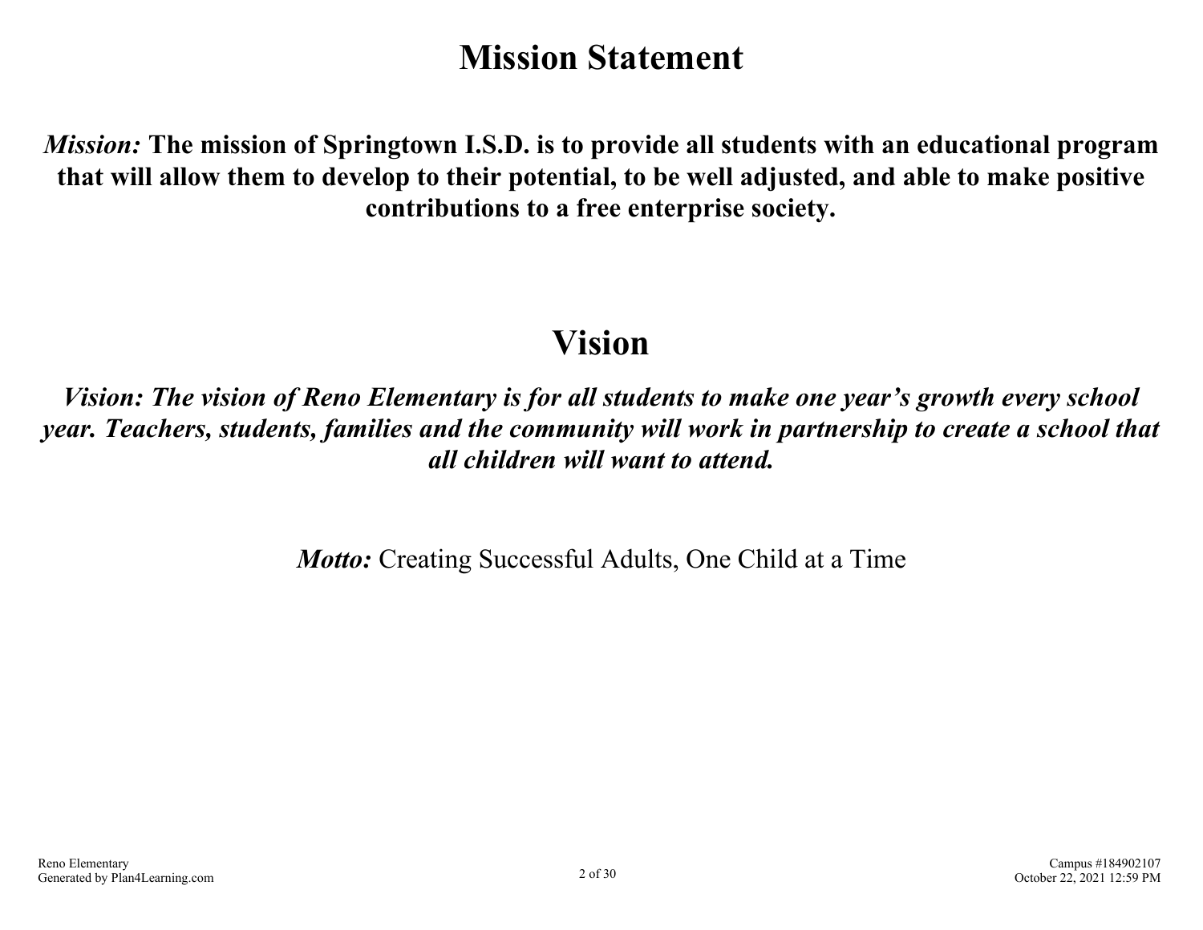# Mission Statement

***Mission:*** **The mission of Springtown I.S.D. is to provide all students with an educational program that will allow them to develop to their potential, to be well adjusted, and able to make positive contributions to a free enterprise society.**

# Vision

***Vision: The vision of Reno Elementary is for all students to make one year's growth every school year. Teachers, students, families and the community will work in partnership to create a school that all children will want to attend.***

***Motto:*** Creating Successful Adults, One Child at a Time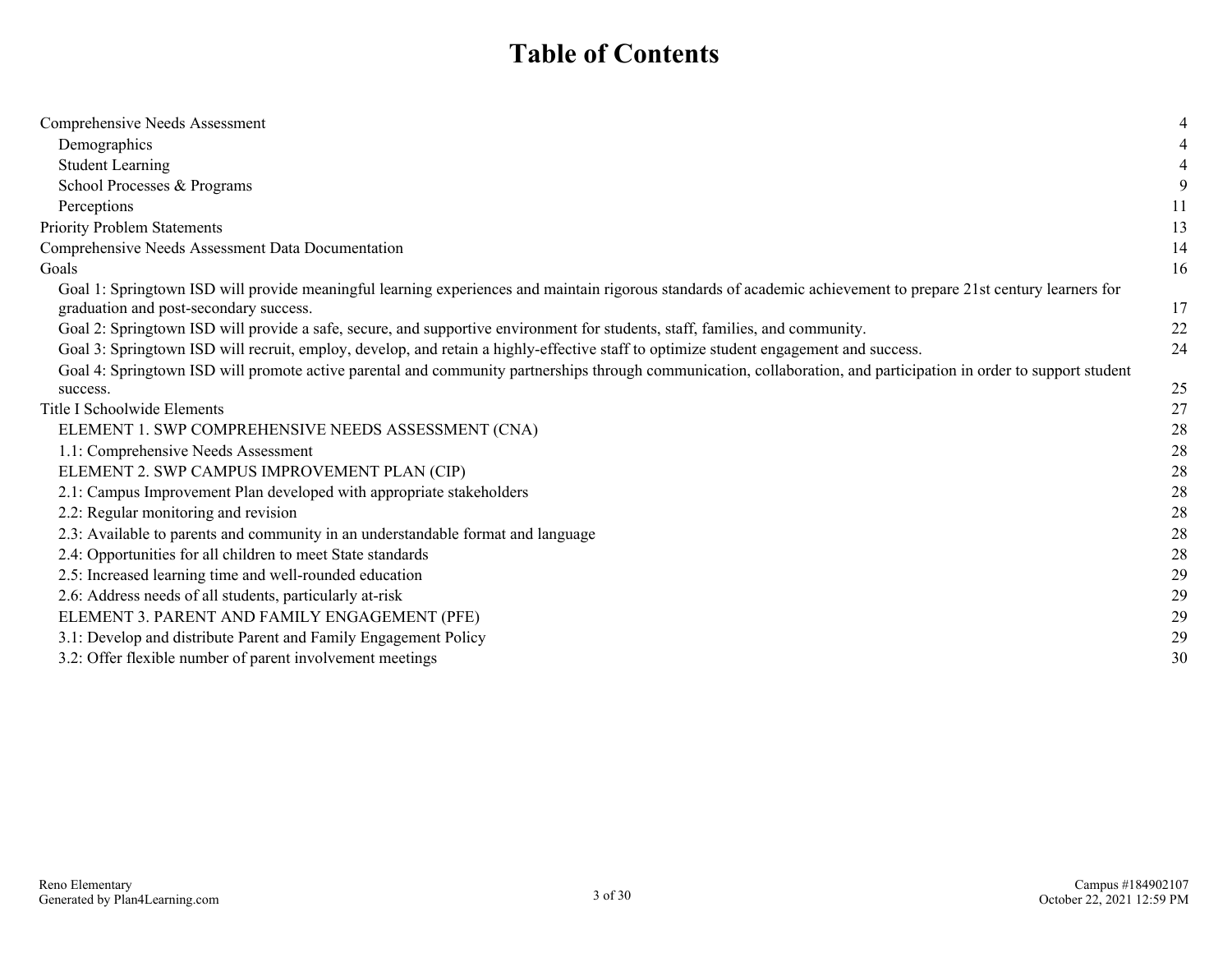# Table of Contents

| | |
|---|---|
| Comprehensive Needs Assessment | 4 |
| Demographics | 4 |
| Student Learning | 4 |
| School Processes & Programs | 9 |
| Perceptions | 11 |
| Priority Problem Statements | 13 |
| Comprehensive Needs Assessment Data Documentation | 14 |
| Goals | 16 |
| Goal 1: Springtown ISD will provide meaningful learning experiences and maintain rigorous standards of academic achievement to prepare 21st century learners for graduation and post-secondary success. | 17 |
| Goal 2: Springtown ISD will provide a safe, secure, and supportive environment for students, staff, families, and community. | 22 |
| Goal 3: Springtown ISD will recruit, employ, develop, and retain a highly-effective staff to optimize student engagement and success. | 24 |
| Goal 4: Springtown ISD will promote active parental and community partnerships through communication, collaboration, and participation in order to support student success. | 25 |
| Title I Schoolwide Elements | 27 |
| ELEMENT 1. SWP COMPREHENSIVE NEEDS ASSESSMENT (CNA) | 28 |
| 1.1: Comprehensive Needs Assessment | 28 |
| ELEMENT 2. SWP CAMPUS IMPROVEMENT PLAN (CIP) | 28 |
| 2.1: Campus Improvement Plan developed with appropriate stakeholders | 28 |
| 2.2: Regular monitoring and revision | 28 |
| 2.3: Available to parents and community in an understandable format and language | 28 |
| 2.4: Opportunities for all children to meet State standards | 28 |
| 2.5: Increased learning time and well-rounded education | 29 |
| 2.6: Address needs of all students, particularly at-risk | 29 |
| ELEMENT 3. PARENT AND FAMILY ENGAGEMENT (PFE) | 29 |
| 3.1: Develop and distribute Parent and Family Engagement Policy | 29 |
| 3.2: Offer flexible number of parent involvement meetings | 30 |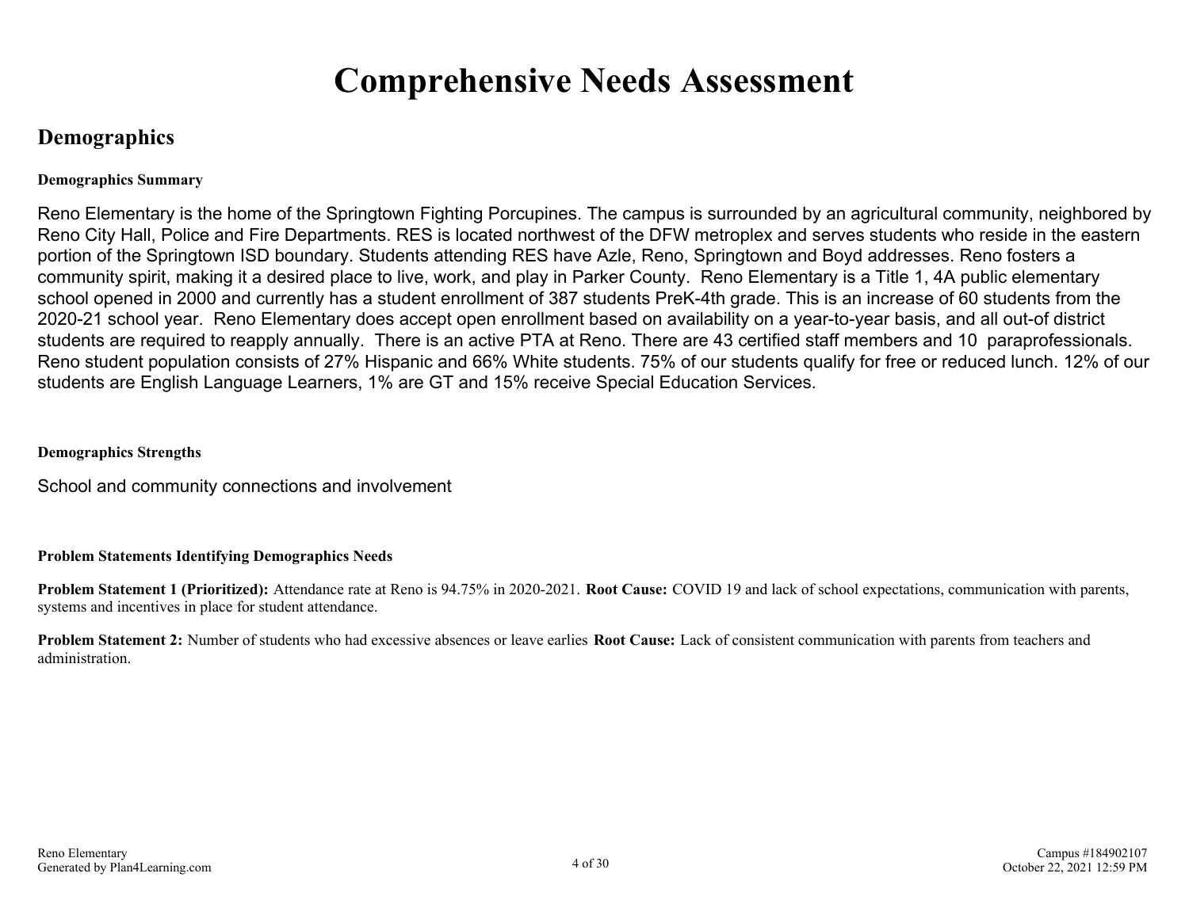# Comprehensive Needs Assessment

## Demographics

**Demographics Summary**

Reno Elementary is the home of the Springtown Fighting Porcupines. The campus is surrounded by an agricultural community, neighbored by Reno City Hall, Police and Fire Departments. RES is located northwest of the DFW metroplex and serves students who reside in the eastern portion of the Springtown ISD boundary. Students attending RES have Azle, Reno, Springtown and Boyd addresses. Reno fosters a community spirit, making it a desired place to live, work, and play in Parker County. Reno Elementary is a Title 1, 4A public elementary school opened in 2000 and currently has a student enrollment of 387 students PreK-4th grade. This is an increase of 60 students from the 2020-21 school year. Reno Elementary does accept open enrollment based on availability on a year-to-year basis, and all out-of district students are required to reapply annually. There is an active PTA at Reno. There are 43 certified staff members and 10 paraprofessionals. Reno student population consists of 27% Hispanic and 66% White students. 75% of our students qualify for free or reduced lunch. 12% of our students are English Language Learners, 1% are GT and 15% receive Special Education Services.

**Demographics Strengths**

School and community connections and involvement

**Problem Statements Identifying Demographics Needs**

**Problem Statement 1 (Prioritized):** Attendance rate at Reno is 94.75% in 2020-2021. **Root Cause:** COVID 19 and lack of school expectations, communication with parents, systems and incentives in place for student attendance.

**Problem Statement 2:** Number of students who had excessive absences or leave earlies **Root Cause:** Lack of consistent communication with parents from teachers and administration.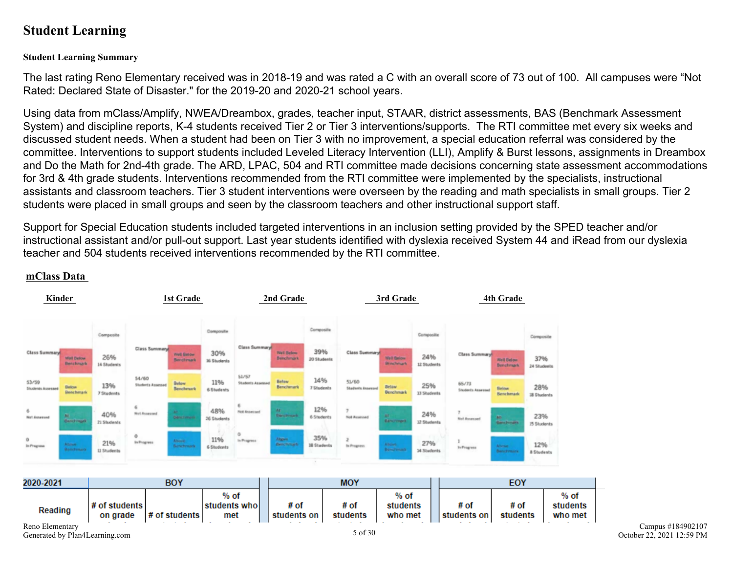# Student Learning

**Student Learning Summary**

The last rating Reno Elementary received was in 2018-19 and was rated a C with an overall score of 73 out of 100. All campuses were "Not Rated: Declared State of Disaster." for the 2019-20 and 2020-21 school years.

Using data from mClass/Amplify, NWEA/Dreambox, grades, teacher input, STAAR, district assessments, BAS (Benchmark Assessment System) and discipline reports, K-4 students received Tier 2 or Tier 3 interventions/supports. The RTI committee met every six weeks and discussed student needs. When a student had been on Tier 3 with no improvement, a special education referral was considered by the committee. Interventions to support students included Leveled Literacy Intervention (LLI), Amplify & Burst lessons, assignments in Dreambox and Do the Math for 2nd-4th grade. The ARD, LPAC, 504 and RTI committee made decisions concerning state assessment accommodations for 3rd & 4th grade students. Interventions recommended from the RTI committee were implemented by the specialists, instructional assistants and classroom teachers. Tier 3 student interventions were overseen by the reading and math specialists in small groups. Tier 2 students were placed in small groups and seen by the classroom teachers and other instructional support staff.

Support for Special Education students included targeted interventions in an inclusion setting provided by the SPED teacher and/or instructional assistant and/or pull-out support. Last year students identified with dyslexia received System 44 and iRead from our dyslexia teacher and 504 students received interventions recommended by the RTI committee.

**mClass Data**

| | Kinder | 1st Grade | 2nd Grade | 3rd Grade | 4th Grade |
|---|---|---|---|---|---|
| Students Assessed | 53/59 | 54/60 | 51/57 | 51/60 | 65/73 |
| Not Assessed | 6 | 6 | 6 | 7 | 7 |
| In Progress | 0 | 0 | 0 | 2 | 1 |
| Well Below Benchmark | 26% (14 Students) | 30% (16 Students) | 39% (20 Students) | 24% (12 Students) | 37% (24 Students) |
| Below Benchmark | 13% (7 Students) | 11% (6 Students) | 14% (7 Students) | 25% (13 Students) | 28% (18 Students) |
| At Benchmark | 40% (21 Students) | 48% (26 Students) | 12% (6 Students) | 24% (12 Students) | 23% (15 Students) |
| Above Benchmark | 21% (11 Students) | 11% (6 Students) | 35% (18 Students) | 27% (14 Students) | 12% (8 Students) |

| 2020-2021 | BOY | | | MOY | | | EOY | | |
|---|---|---|---|---|---|---|---|---|---|
| Reading | # of students on grade | # of students | % of students who met | # of students on | # of students | % of students who met | # of students on | # of students | % of students who met |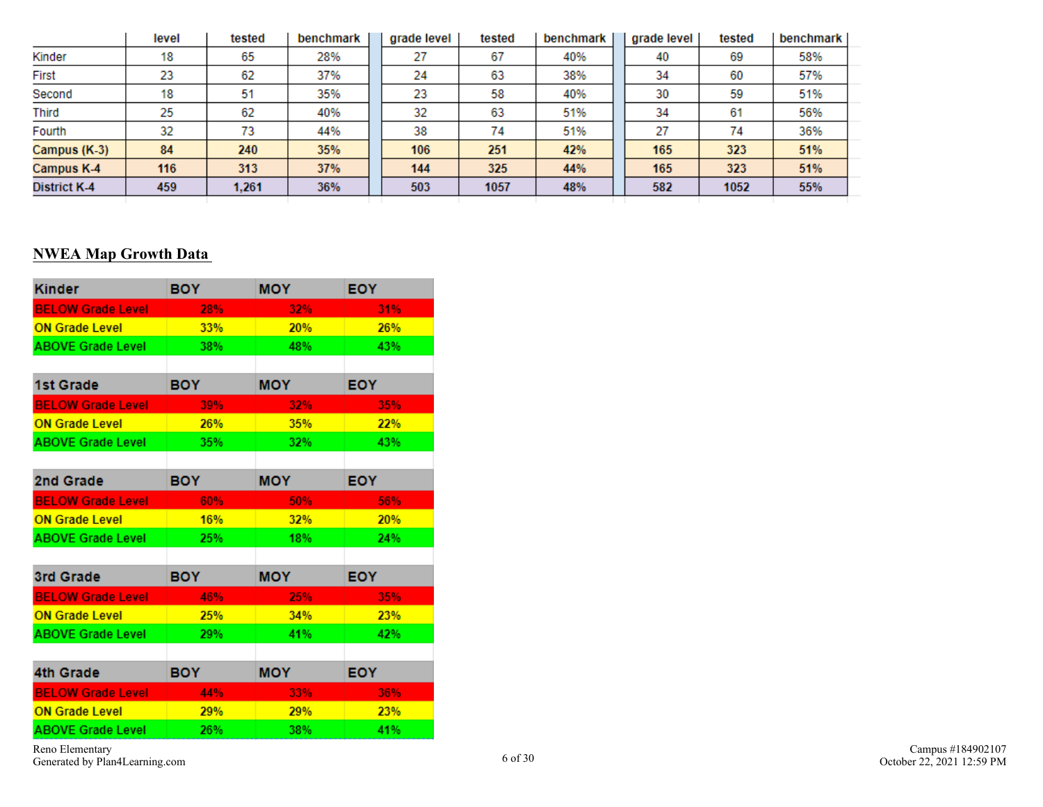| | level | tested | benchmark | grade level | tested | benchmark | grade level | tested | benchmark |
|---|---|---|---|---|---|---|---|---|---|
| Kinder | 18 | 65 | 28% | 27 | 67 | 40% | 40 | 69 | 58% |
| First | 23 | 62 | 37% | 24 | 63 | 38% | 34 | 60 | 57% |
| Second | 18 | 51 | 35% | 23 | 58 | 40% | 30 | 59 | 51% |
| Third | 25 | 62 | 40% | 32 | 63 | 51% | 34 | 61 | 56% |
| Fourth | 32 | 73 | 44% | 38 | 74 | 51% | 27 | 74 | 36% |
| Campus (K-3) | 84 | 240 | 35% | 106 | 251 | 42% | 165 | 323 | 51% |
| Campus K-4 | 116 | 313 | 37% | 144 | 325 | 44% | 165 | 323 | 51% |
| District K-4 | 459 | 1,261 | 36% | 503 | 1057 | 48% | 582 | 1052 | 55% |

## NWEA Map Growth Data

| Kinder | BOY | MOY | EOY |
|---|---|---|---|
| BELOW Grade Level | 28% | 32% | 31% |
| ON Grade Level | 33% | 20% | 26% |
| ABOVE Grade Level | 38% | 48% | 43% |

| 1st Grade | BOY | MOY | EOY |
|---|---|---|---|
| BELOW Grade Level | 39% | 32% | 35% |
| ON Grade Level | 26% | 35% | 22% |
| ABOVE Grade Level | 35% | 32% | 43% |

| 2nd Grade | BOY | MOY | EOY |
|---|---|---|---|
| BELOW Grade Level | 60% | 50% | 56% |
| ON Grade Level | 16% | 32% | 20% |
| ABOVE Grade Level | 25% | 18% | 24% |

| 3rd Grade | BOY | MOY | EOY |
|---|---|---|---|
| BELOW Grade Level | 46% | 25% | 35% |
| ON Grade Level | 25% | 34% | 23% |
| ABOVE Grade Level | 29% | 41% | 42% |

| 4th Grade | BOY | MOY | EOY |
|---|---|---|---|
| BELOW Grade Level | 44% | 33% | 36% |
| ON Grade Level | 29% | 29% | 23% |
| ABOVE Grade Level | 26% | 38% | 41% |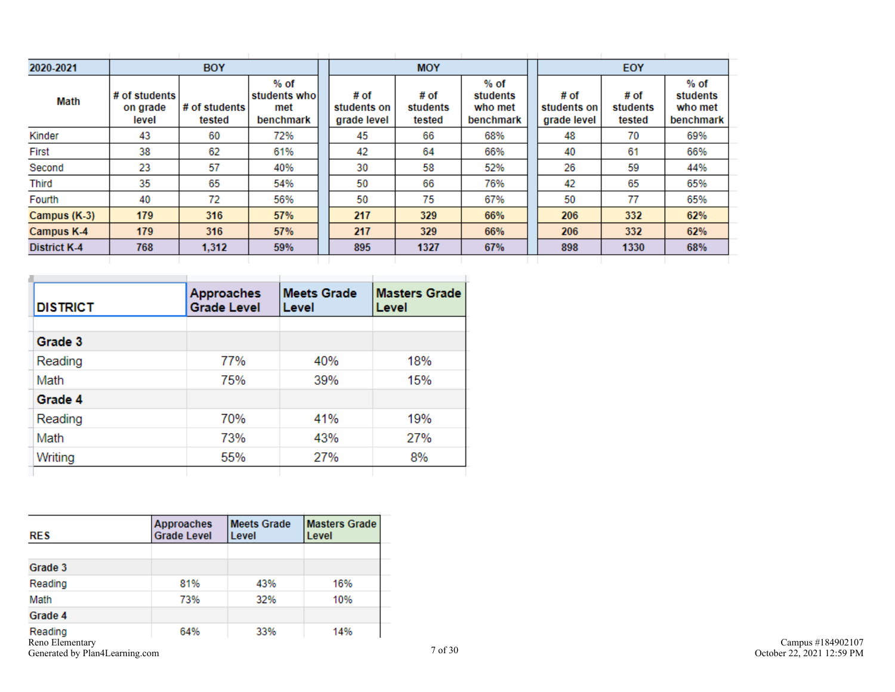| 2020-2021 | BOY | | | MOY | | | EOY | | |
|---|---|---|---|---|---|---|---|---|---|
| Math | # of students on grade level | # of students tested | % of students who met benchmark | # of students on grade level | # of students tested | % of students who met benchmark | # of students on grade level | # of students tested | % of students who met benchmark |
| Kinder | 43 | 60 | 72% | 45 | 66 | 68% | 48 | 70 | 69% |
| First | 38 | 62 | 61% | 42 | 64 | 66% | 40 | 61 | 66% |
| Second | 23 | 57 | 40% | 30 | 58 | 52% | 26 | 59 | 44% |
| Third | 35 | 65 | 54% | 50 | 66 | 76% | 42 | 65 | 65% |
| Fourth | 40 | 72 | 56% | 50 | 75 | 67% | 50 | 77 | 65% |
| **Campus (K-3)** | **179** | **316** | **57%** | **217** | **329** | **66%** | **206** | **332** | **62%** |
| **Campus K-4** | **179** | **316** | **57%** | **217** | **329** | **66%** | **206** | **332** | **62%** |
| **District K-4** | **768** | **1,312** | **59%** | **895** | **1327** | **67%** | **898** | **1330** | **68%** |

| DISTRICT | Approaches Grade Level | Meets Grade Level | Masters Grade Level |
|---|---|---|---|
| **Grade 3** | | | |
| Reading | 77% | 40% | 18% |
| Math | 75% | 39% | 15% |
| **Grade 4** | | | |
| Reading | 70% | 41% | 19% |
| Math | 73% | 43% | 27% |
| Writing | 55% | 27% | 8% |

| RES | Approaches Grade Level | Meets Grade Level | Masters Grade Level |
|---|---|---|---|
| Grade 3 | | | |
| Reading | 81% | 43% | 16% |
| Math | 73% | 32% | 10% |
| Grade 4 | | | |
| Reading | 64% | 33% | 14% |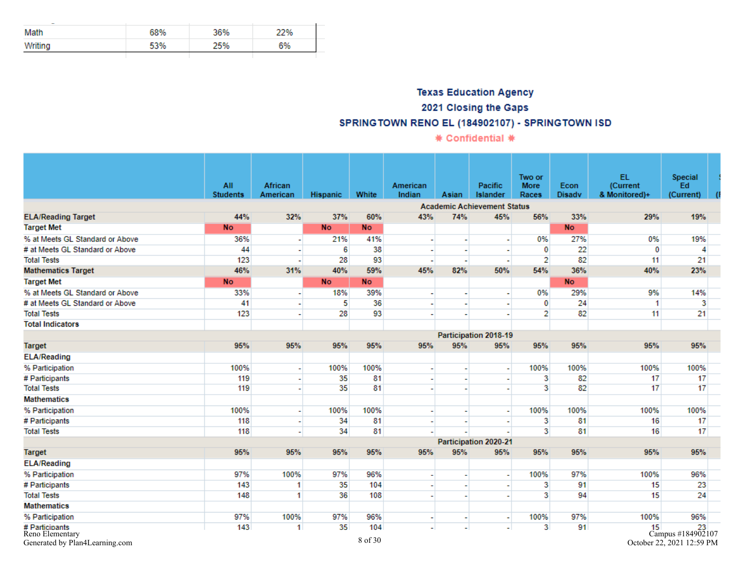| | | | |
|---|---|---|---|
| Math | 68% | 36% | 22% |
| Writing | 53% | 25% | 6% |

**Texas Education Agency**

**2021 Closing the Gaps**

**SPRINGTOWN RENO EL (184902107) - SPRINGTOWN ISD**

**✱ Confidential ✱**

| | All Students | African American | Hispanic | White | American Indian | Asian | Pacific Islander | Two or More Races | Econ Disadv | EL (Current & Monitored)+ | Special Ed (Current) |
|---|---|---|---|---|---|---|---|---|---|---|---|
| **Academic Achievement Status** | | | | | | | | | | | |
| **ELA/Reading Target** | 44% | 32% | 37% | 60% | 43% | 74% | 45% | 56% | 33% | 29% | 19% |
| **Target Met** | No | | No | No | | | | | No | | |
| % at Meets GL Standard or Above | 36% | - | 21% | 41% | - | - | - | 0% | 27% | 0% | 19% |
| # at Meets GL Standard or Above | 44 | - | 6 | 38 | - | - | - | 0 | 22 | 0 | 4 |
| Total Tests | 123 | - | 28 | 93 | - | - | - | 2 | 82 | 11 | 21 |
| **Mathematics Target** | 46% | 31% | 40% | 59% | 45% | 82% | 50% | 54% | 36% | 40% | 23% |
| **Target Met** | No | | No | No | | | | | No | | |
| % at Meets GL Standard or Above | 33% | - | 18% | 39% | - | - | - | 0% | 29% | 9% | 14% |
| # at Meets GL Standard or Above | 41 | - | 5 | 36 | - | - | - | 0 | 24 | 1 | 3 |
| Total Tests | 123 | - | 28 | 93 | - | - | - | 2 | 82 | 11 | 21 |
| **Total Indicators** | | | | | | | | | | | |
| **Participation 2018-19** | | | | | | | | | | | |
| **Target** | 95% | 95% | 95% | 95% | 95% | 95% | 95% | 95% | 95% | 95% | 95% |
| **ELA/Reading** | | | | | | | | | | | |
| % Participation | 100% | - | 100% | 100% | - | - | - | 100% | 100% | 100% | 100% |
| # Participants | 119 | - | 35 | 81 | - | - | - | 3 | 82 | 17 | 17 |
| Total Tests | 119 | - | 35 | 81 | - | - | - | 3 | 82 | 17 | 17 |
| **Mathematics** | | | | | | | | | | | |
| % Participation | 100% | - | 100% | 100% | - | - | - | 100% | 100% | 100% | 100% |
| # Participants | 118 | - | 34 | 81 | - | - | - | 3 | 81 | 16 | 17 |
| Total Tests | 118 | - | 34 | 81 | - | - | - | 3 | 81 | 16 | 17 |
| **Participation 2020-21** | | | | | | | | | | | |
| **Target** | 95% | 95% | 95% | 95% | 95% | 95% | 95% | 95% | 95% | 95% | 95% |
| **ELA/Reading** | | | | | | | | | | | |
| % Participation | 97% | 100% | 97% | 96% | - | - | - | 100% | 97% | 100% | 96% |
| # Participants | 143 | 1 | 35 | 104 | - | - | - | 3 | 91 | 15 | 23 |
| Total Tests | 148 | 1 | 36 | 108 | - | - | - | 3 | 94 | 15 | 24 |
| **Mathematics** | | | | | | | | | | | |
| % Participation | 97% | 100% | 97% | 96% | - | - | - | 100% | 97% | 100% | 96% |
| # Participants | 143 | 1 | 35 | 104 | - | - | - | 3 | 91 | 15 | 23 |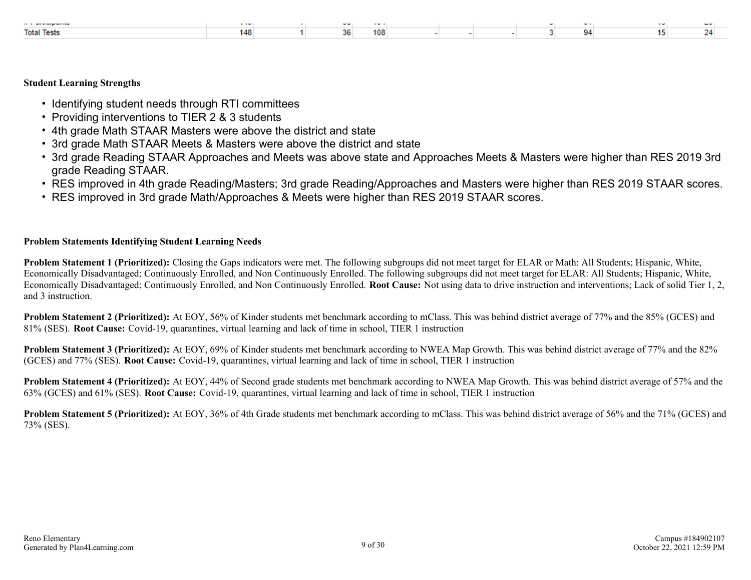| # Participants | | | | | | | | | | | |
|---|---|---|---|---|---|---|---|---|---|---|---|
| Total Tests | 148 | 1 | 36 | 108 | - | - | - | 3 | 94 | 15 | 24 |

**Student Learning Strengths**

- Identifying student needs through RTI committees
- Providing interventions to TIER 2 & 3 students
- 4th grade Math STAAR Masters were above the district and state
- 3rd grade Math STAAR Meets & Masters were above the district and state
- 3rd grade Reading STAAR Approaches and Meets was above state and Approaches Meets & Masters were higher than RES 2019 3rd grade Reading STAAR.
- RES improved in 4th grade Reading/Masters; 3rd grade Reading/Approaches and Masters were higher than RES 2019 STAAR scores.
- RES improved in 3rd grade Math/Approaches & Meets were higher than RES 2019 STAAR scores.

**Problem Statements Identifying Student Learning Needs**

**Problem Statement 1 (Prioritized):** Closing the Gaps indicators were met. The following subgroups did not meet target for ELAR or Math: All Students; Hispanic, White, Economically Disadvantaged; Continuously Enrolled, and Non Continuously Enrolled. The following subgroups did not meet target for ELAR: All Students; Hispanic, White, Economically Disadvantaged; Continuously Enrolled, and Non Continuously Enrolled. **Root Cause:** Not using data to drive instruction and interventions; Lack of solid Tier 1, 2, and 3 instruction.

**Problem Statement 2 (Prioritized):** At EOY, 56% of Kinder students met benchmark according to mClass. This was behind district average of 77% and the 85% (GCES) and 81% (SES). **Root Cause:** Covid-19, quarantines, virtual learning and lack of time in school, TIER 1 instruction

**Problem Statement 3 (Prioritized):** At EOY, 69% of Kinder students met benchmark according to NWEA Map Growth. This was behind district average of 77% and the 82% (GCES) and 77% (SES). **Root Cause:** Covid-19, quarantines, virtual learning and lack of time in school, TIER 1 instruction

**Problem Statement 4 (Prioritized):** At EOY, 44% of Second grade students met benchmark according to NWEA Map Growth. This was behind district average of 57% and the 63% (GCES) and 61% (SES). **Root Cause:** Covid-19, quarantines, virtual learning and lack of time in school, TIER 1 instruction

**Problem Statement 5 (Prioritized):** At EOY, 36% of 4th Grade students met benchmark according to mClass. This was behind district average of 56% and the 71% (GCES) and 73% (SES).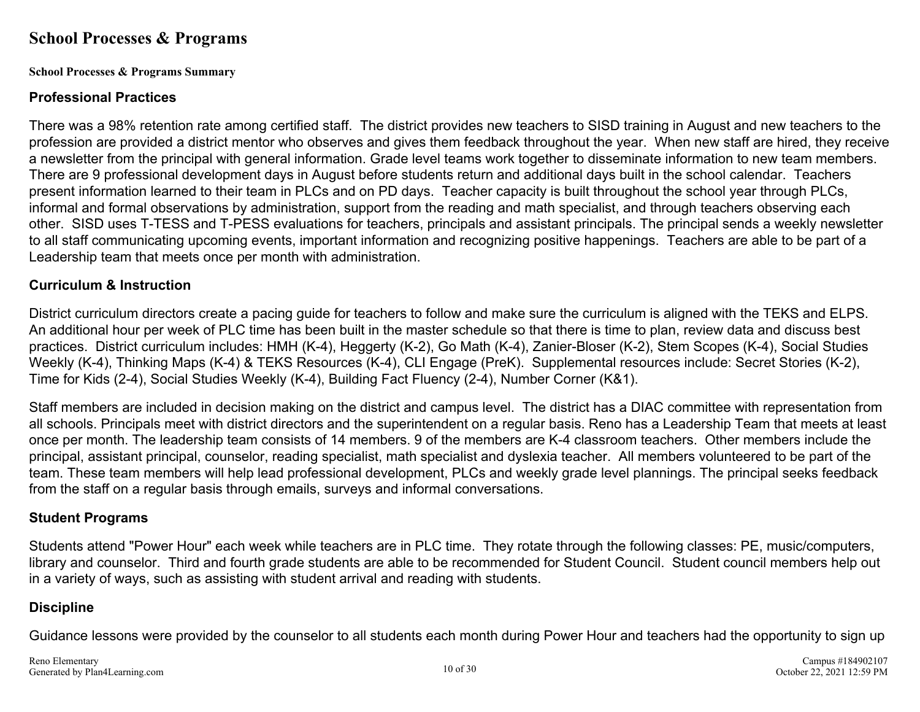# School Processes & Programs

**School Processes & Programs Summary**

## Professional Practices

There was a 98% retention rate among certified staff. The district provides new teachers to SISD training in August and new teachers to the profession are provided a district mentor who observes and gives them feedback throughout the year. When new staff are hired, they receive a newsletter from the principal with general information. Grade level teams work together to disseminate information to new team members. There are 9 professional development days in August before students return and additional days built in the school calendar. Teachers present information learned to their team in PLCs and on PD days. Teacher capacity is built throughout the school year through PLCs, informal and formal observations by administration, support from the reading and math specialist, and through teachers observing each other. SISD uses T-TESS and T-PESS evaluations for teachers, principals and assistant principals. The principal sends a weekly newsletter to all staff communicating upcoming events, important information and recognizing positive happenings. Teachers are able to be part of a Leadership team that meets once per month with administration.

## Curriculum & Instruction

District curriculum directors create a pacing guide for teachers to follow and make sure the curriculum is aligned with the TEKS and ELPS. An additional hour per week of PLC time has been built in the master schedule so that there is time to plan, review data and discuss best practices. District curriculum includes: HMH (K-4), Heggerty (K-2), Go Math (K-4), Zanier-Bloser (K-2), Stem Scopes (K-4), Social Studies Weekly (K-4), Thinking Maps (K-4) & TEKS Resources (K-4), CLI Engage (PreK). Supplemental resources include: Secret Stories (K-2), Time for Kids (2-4), Social Studies Weekly (K-4), Building Fact Fluency (2-4), Number Corner (K&1).

Staff members are included in decision making on the district and campus level. The district has a DIAC committee with representation from all schools. Principals meet with district directors and the superintendent on a regular basis. Reno has a Leadership Team that meets at least once per month. The leadership team consists of 14 members. 9 of the members are K-4 classroom teachers. Other members include the principal, assistant principal, counselor, reading specialist, math specialist and dyslexia teacher. All members volunteered to be part of the team. These team members will help lead professional development, PLCs and weekly grade level plannings. The principal seeks feedback from the staff on a regular basis through emails, surveys and informal conversations.

## Student Programs

Students attend "Power Hour" each week while teachers are in PLC time. They rotate through the following classes: PE, music/computers, library and counselor. Third and fourth grade students are able to be recommended for Student Council. Student council members help out in a variety of ways, such as assisting with student arrival and reading with students.

## Discipline

Guidance lessons were provided by the counselor to all students each month during Power Hour and teachers had the opportunity to sign up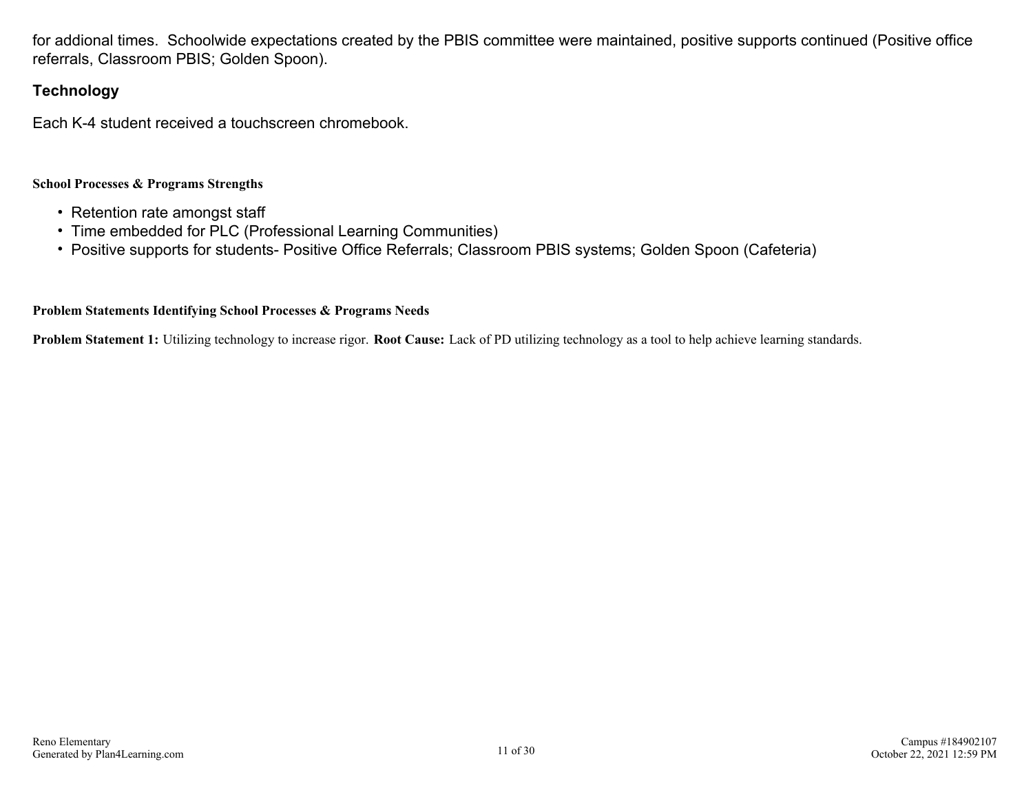for addional times.  Schoolwide expectations created by the PBIS committee were maintained, positive supports continued (Positive office referrals, Classroom PBIS; Golden Spoon).

### Technology

Each K-4 student received a touchscreen chromebook.

**School Processes & Programs Strengths**

- Retention rate amongst staff
- Time embedded for PLC (Professional Learning Communities)
- Positive supports for students- Positive Office Referrals; Classroom PBIS systems; Golden Spoon (Cafeteria)

**Problem Statements Identifying School Processes & Programs Needs**

**Problem Statement 1:** Utilizing technology to increase rigor. **Root Cause:** Lack of PD utilizing technology as a tool to help achieve learning standards.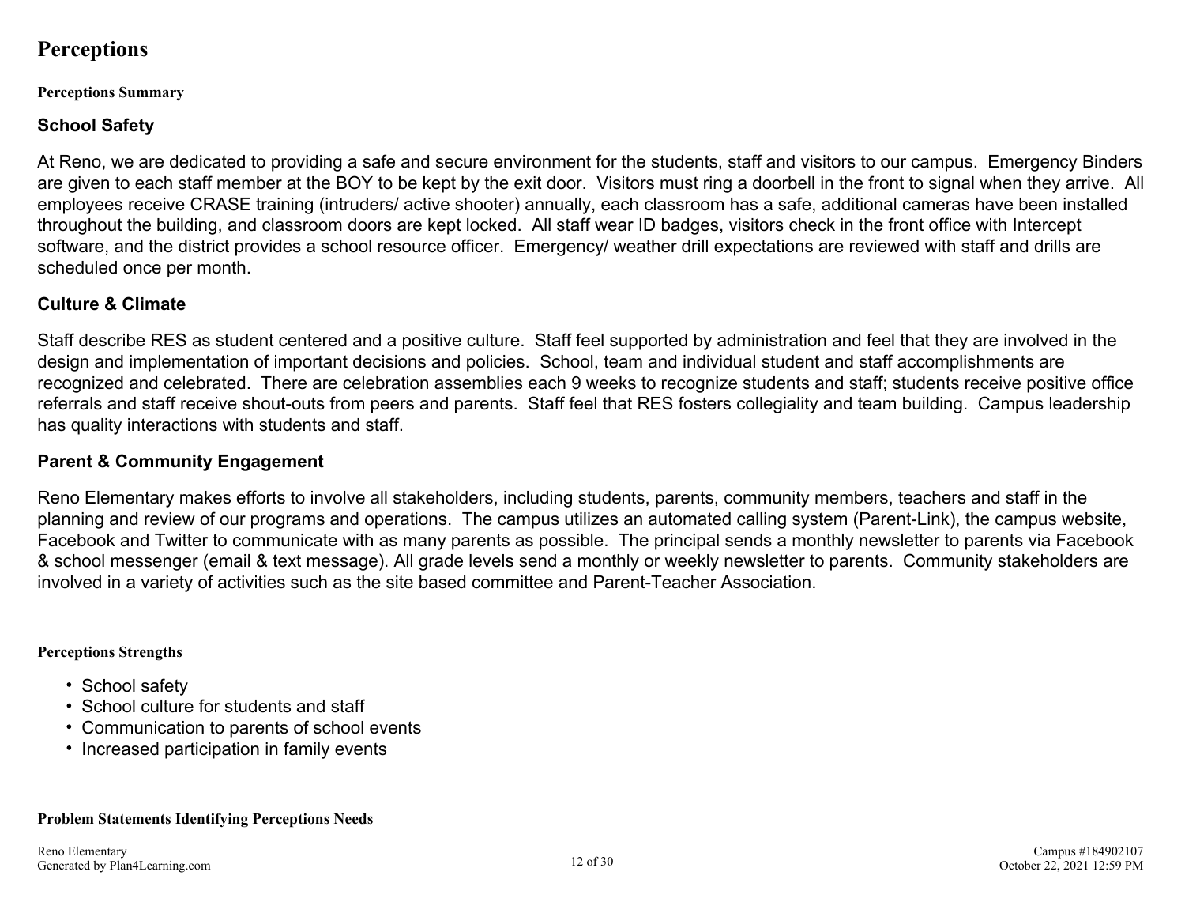# Perceptions

**Perceptions Summary**

## School Safety

At Reno, we are dedicated to providing a safe and secure environment for the students, staff and visitors to our campus. Emergency Binders are given to each staff member at the BOY to be kept by the exit door. Visitors must ring a doorbell in the front to signal when they arrive. All employees receive CRASE training (intruders/ active shooter) annually, each classroom has a safe, additional cameras have been installed throughout the building, and classroom doors are kept locked. All staff wear ID badges, visitors check in the front office with Intercept software, and the district provides a school resource officer. Emergency/ weather drill expectations are reviewed with staff and drills are scheduled once per month.

## Culture & Climate

Staff describe RES as student centered and a positive culture. Staff feel supported by administration and feel that they are involved in the design and implementation of important decisions and policies. School, team and individual student and staff accomplishments are recognized and celebrated. There are celebration assemblies each 9 weeks to recognize students and staff; students receive positive office referrals and staff receive shout-outs from peers and parents. Staff feel that RES fosters collegiality and team building. Campus leadership has quality interactions with students and staff.

## Parent & Community Engagement

Reno Elementary makes efforts to involve all stakeholders, including students, parents, community members, teachers and staff in the planning and review of our programs and operations. The campus utilizes an automated calling system (Parent-Link), the campus website, Facebook and Twitter to communicate with as many parents as possible. The principal sends a monthly newsletter to parents via Facebook & school messenger (email & text message). All grade levels send a monthly or weekly newsletter to parents. Community stakeholders are involved in a variety of activities such as the site based committee and Parent-Teacher Association.

**Perceptions Strengths**

- School safety
- School culture for students and staff
- Communication to parents of school events
- Increased participation in family events

**Problem Statements Identifying Perceptions Needs**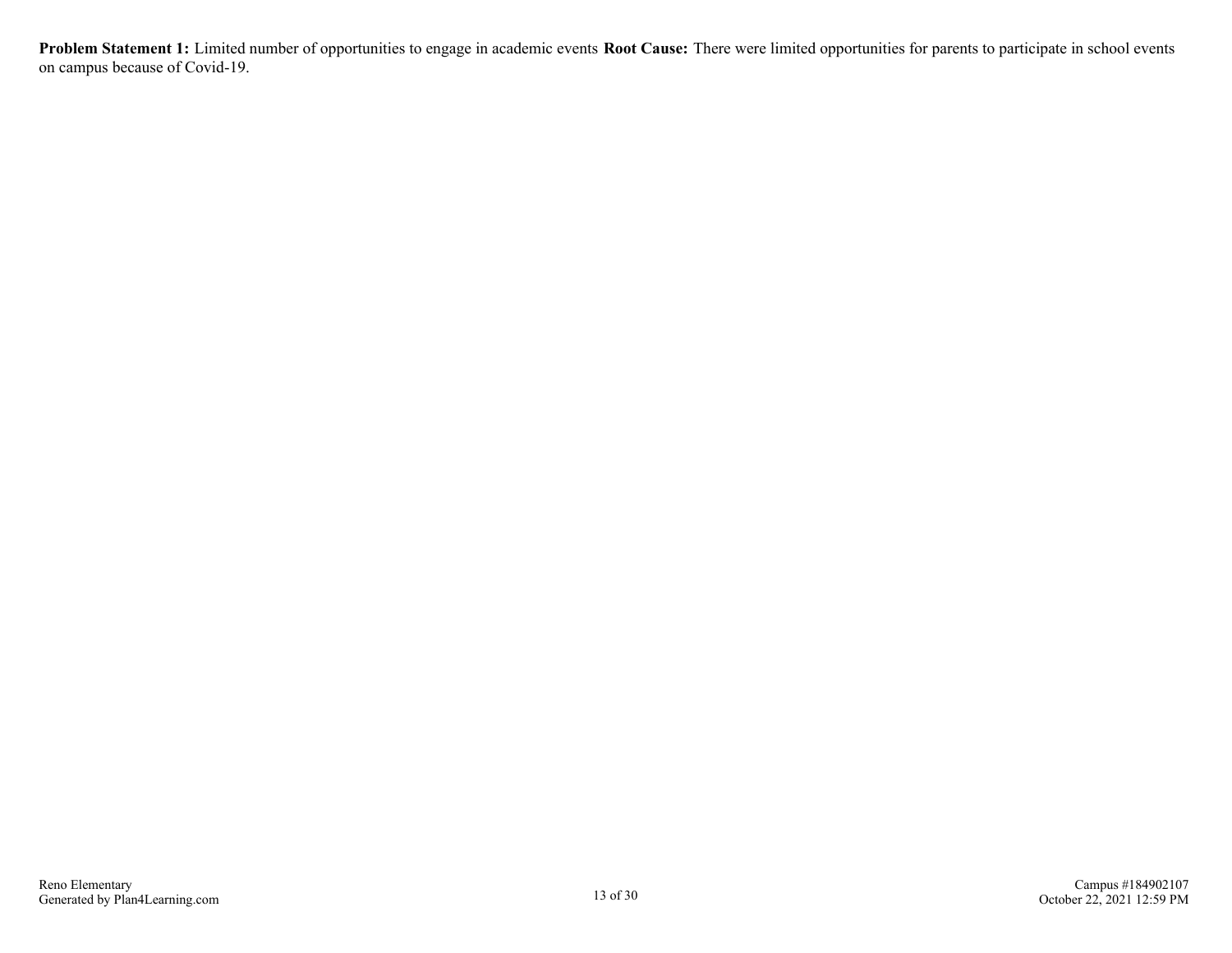**Problem Statement 1:** Limited number of opportunities to engage in academic events **Root Cause:** There were limited opportunities for parents to participate in school events on campus because of Covid-19.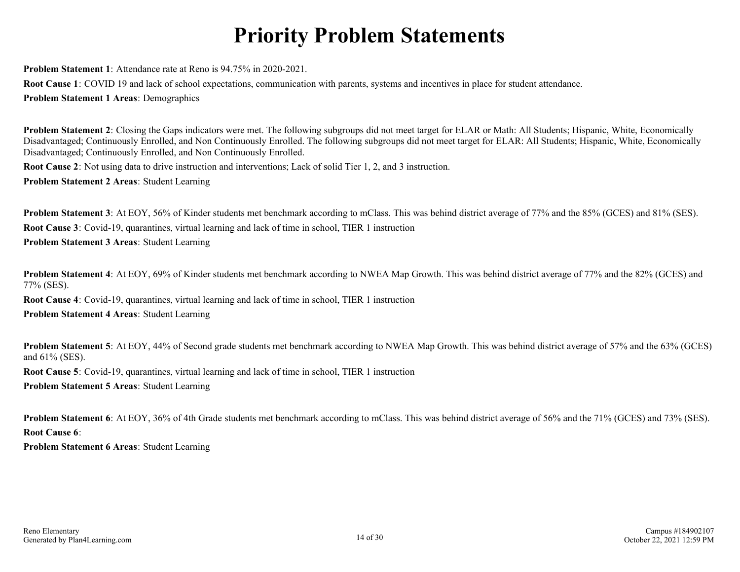# Priority Problem Statements

**Problem Statement 1**: Attendance rate at Reno is 94.75% in 2020-2021.

**Root Cause 1**: COVID 19 and lack of school expectations, communication with parents, systems and incentives in place for student attendance.

**Problem Statement 1 Areas**: Demographics

**Problem Statement 2**: Closing the Gaps indicators were met. The following subgroups did not meet target for ELAR or Math: All Students; Hispanic, White, Economically Disadvantaged; Continuously Enrolled, and Non Continuously Enrolled. The following subgroups did not meet target for ELAR: All Students; Hispanic, White, Economically Disadvantaged; Continuously Enrolled, and Non Continuously Enrolled.

**Root Cause 2**: Not using data to drive instruction and interventions; Lack of solid Tier 1, 2, and 3 instruction.

**Problem Statement 2 Areas**: Student Learning

**Problem Statement 3**: At EOY, 56% of Kinder students met benchmark according to mClass. This was behind district average of 77% and the 85% (GCES) and 81% (SES).

**Root Cause 3**: Covid-19, quarantines, virtual learning and lack of time in school, TIER 1 instruction

**Problem Statement 3 Areas**: Student Learning

**Problem Statement 4**: At EOY, 69% of Kinder students met benchmark according to NWEA Map Growth. This was behind district average of 77% and the 82% (GCES) and 77% (SES).

**Root Cause 4**: Covid-19, quarantines, virtual learning and lack of time in school, TIER 1 instruction

**Problem Statement 4 Areas**: Student Learning

**Problem Statement 5**: At EOY, 44% of Second grade students met benchmark according to NWEA Map Growth. This was behind district average of 57% and the 63% (GCES) and 61% (SES).

**Root Cause 5**: Covid-19, quarantines, virtual learning and lack of time in school, TIER 1 instruction

**Problem Statement 5 Areas**: Student Learning

**Problem Statement 6**: At EOY, 36% of 4th Grade students met benchmark according to mClass. This was behind district average of 56% and the 71% (GCES) and 73% (SES).

**Root Cause 6**:

**Problem Statement 6 Areas**: Student Learning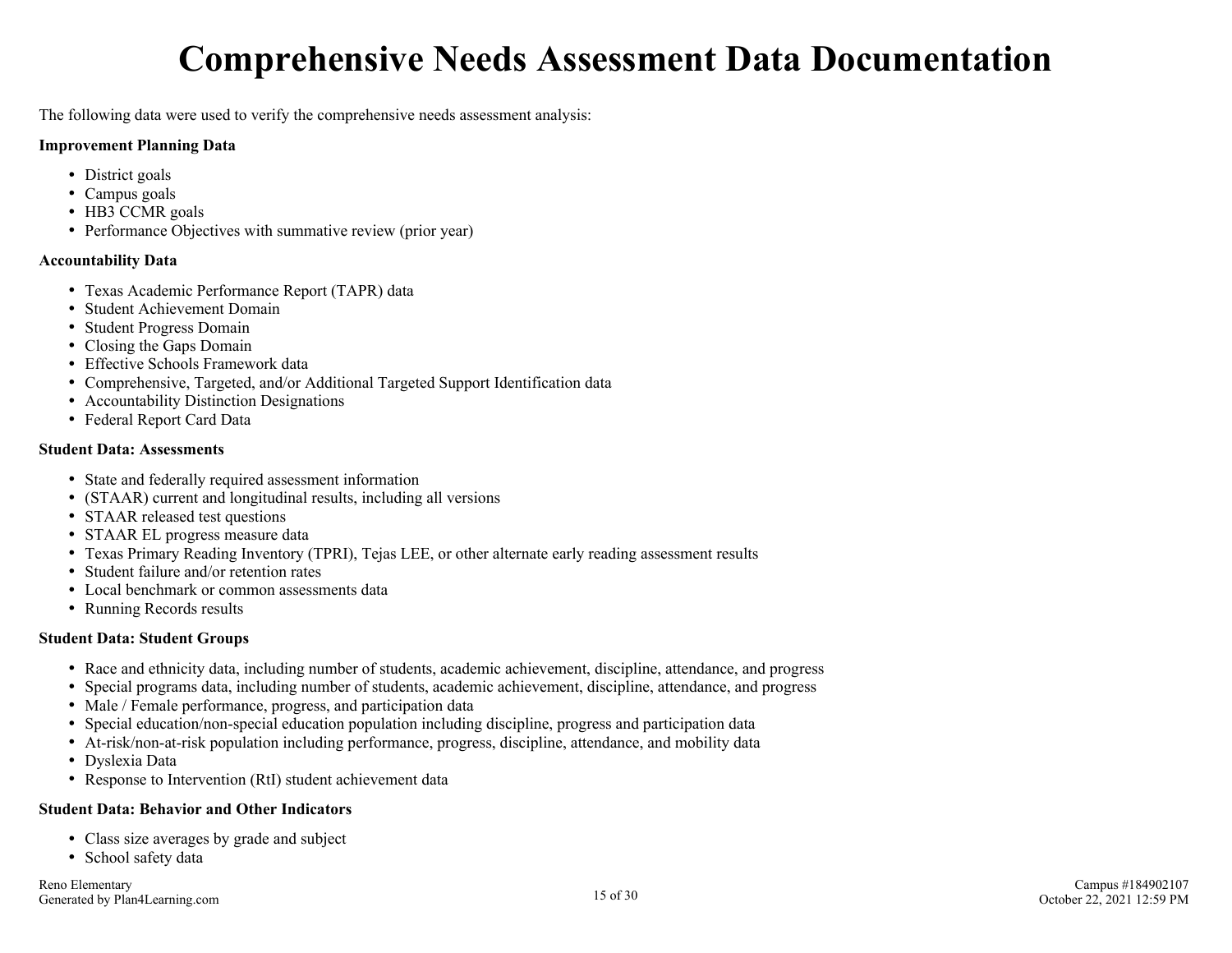# Comprehensive Needs Assessment Data Documentation

The following data were used to verify the comprehensive needs assessment analysis:

**Improvement Planning Data**

- District goals
- Campus goals
- HB3 CCMR goals
- Performance Objectives with summative review (prior year)

**Accountability Data**

- Texas Academic Performance Report (TAPR) data
- Student Achievement Domain
- Student Progress Domain
- Closing the Gaps Domain
- Effective Schools Framework data
- Comprehensive, Targeted, and/or Additional Targeted Support Identification data
- Accountability Distinction Designations
- Federal Report Card Data

**Student Data: Assessments**

- State and federally required assessment information
- (STAAR) current and longitudinal results, including all versions
- STAAR released test questions
- STAAR EL progress measure data
- Texas Primary Reading Inventory (TPRI), Tejas LEE, or other alternate early reading assessment results
- Student failure and/or retention rates
- Local benchmark or common assessments data
- Running Records results

**Student Data: Student Groups**

- Race and ethnicity data, including number of students, academic achievement, discipline, attendance, and progress
- Special programs data, including number of students, academic achievement, discipline, attendance, and progress
- Male / Female performance, progress, and participation data
- Special education/non-special education population including discipline, progress and participation data
- At-risk/non-at-risk population including performance, progress, discipline, attendance, and mobility data
- Dyslexia Data
- Response to Intervention (RtI) student achievement data

**Student Data: Behavior and Other Indicators**

- Class size averages by grade and subject
- School safety data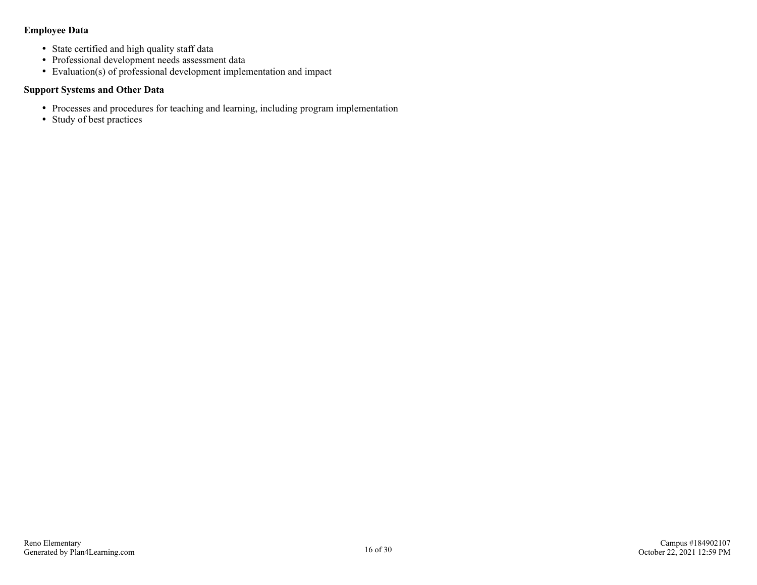**Employee Data**

- State certified and high quality staff data
- Professional development needs assessment data
- Evaluation(s) of professional development implementation and impact

**Support Systems and Other Data**

- Processes and procedures for teaching and learning, including program implementation
- Study of best practices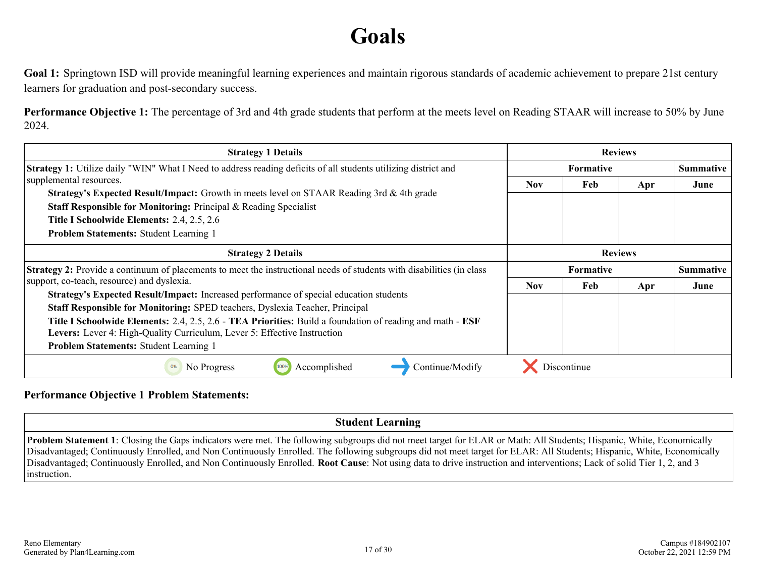# Goals

**Goal 1:** Springtown ISD will provide meaningful learning experiences and maintain rigorous standards of academic achievement to prepare 21st century learners for graduation and post-secondary success.

**Performance Objective 1:** The percentage of 3rd and 4th grade students that perform at the meets level on Reading STAAR will increase to 50% by June 2024.

| Strategy 1 Details | Reviews | | | |
|---|---|---|---|---|
| | Formative | | | Summative |
| | Nov | Feb | Apr | June |
| **Strategy 1:** Utilize daily "WIN" What I Need to address reading deficits of all students utilizing district and supplemental resources.<br>**Strategy's Expected Result/Impact:** Growth in meets level on STAAR Reading 3rd & 4th grade<br>**Staff Responsible for Monitoring:** Principal & Reading Specialist<br>**Title I Schoolwide Elements:** 2.4, 2.5, 2.6<br>**Problem Statements:** Student Learning 1 | | | | |

| Strategy 2 Details | Reviews | | | |
|---|---|---|---|---|
| | Formative | | | Summative |
| | Nov | Feb | Apr | June |
| **Strategy 2:** Provide a continuum of placements to meet the instructional needs of students with disabilities (in class support, co-teach, resource) and dyslexia.<br>**Strategy's Expected Result/Impact:** Increased performance of special education students<br>**Staff Responsible for Monitoring:** SPED teachers, Dyslexia Teacher, Principal<br>**Title I Schoolwide Elements:** 2.4, 2.5, 2.6 - **TEA Priorities:** Build a foundation of reading and math - **ESF Levers:** Lever 4: High-Quality Curriculum, Lever 5: Effective Instruction<br>**Problem Statements:** Student Learning 1 | | | | |

0% No Progress | 100% Accomplished | Continue/Modify | Discontinue

**Performance Objective 1 Problem Statements:**

| Student Learning |
|---|
| **Problem Statement 1**: Closing the Gaps indicators were met. The following subgroups did not meet target for ELAR or Math: All Students; Hispanic, White, Economically Disadvantaged; Continuously Enrolled, and Non Continuously Enrolled. The following subgroups did not meet target for ELAR: All Students; Hispanic, White, Economically Disadvantaged; Continuously Enrolled, and Non Continuously Enrolled. **Root Cause**: Not using data to drive instruction and interventions; Lack of solid Tier 1, 2, and 3 instruction. |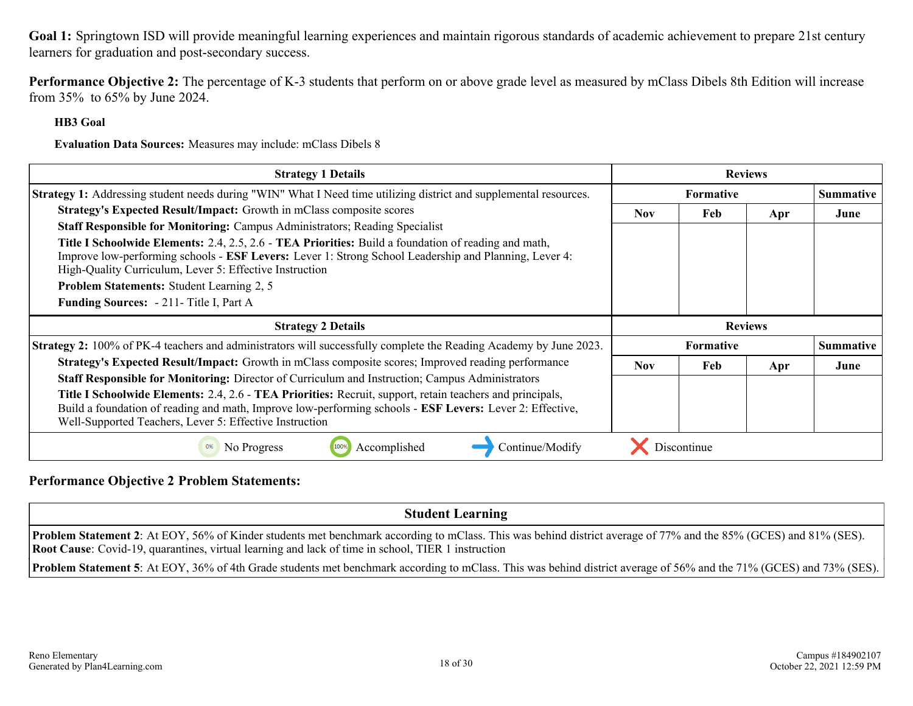**Goal 1:** Springtown ISD will provide meaningful learning experiences and maintain rigorous standards of academic achievement to prepare 21st century learners for graduation and post-secondary success.

**Performance Objective 2:** The percentage of K-3 students that perform on or above grade level as measured by mClass Dibels 8th Edition will increase from 35% to 65% by June 2024.

**HB3 Goal**

**Evaluation Data Sources:** Measures may include: mClass Dibels 8

| Strategy 1 Details | Reviews | | | |
|---|---|---|---|---|
| | Formative | | | Summative |
| | Nov | Feb | Apr | June |
| **Strategy 1:** Addressing student needs during "WIN" What I Need time utilizing district and supplemental resources.<br>**Strategy's Expected Result/Impact:** Growth in mClass composite scores<br>**Staff Responsible for Monitoring:** Campus Administrators; Reading Specialist<br>**Title I Schoolwide Elements:** 2.4, 2.5, 2.6 - **TEA Priorities:** Build a foundation of reading and math, Improve low-performing schools - **ESF Levers:** Lever 1: Strong School Leadership and Planning, Lever 4: High-Quality Curriculum, Lever 5: Effective Instruction<br>**Problem Statements:** Student Learning 2, 5<br>**Funding Sources:** - 211- Title I, Part A | | | | |

| Strategy 2 Details | Reviews | | | |
|---|---|---|---|---|
| | Formative | | | Summative |
| | Nov | Feb | Apr | June |
| **Strategy 2:** 100% of PK-4 teachers and administrators will successfully complete the Reading Academy by June 2023.<br>**Strategy's Expected Result/Impact:** Growth in mClass composite scores; Improved reading performance<br>**Staff Responsible for Monitoring:** Director of Curriculum and Instruction; Campus Administrators<br>**Title I Schoolwide Elements:** 2.4, 2.6 - **TEA Priorities:** Recruit, support, retain teachers and principals, Build a foundation of reading and math, Improve low-performing schools - **ESF Levers:** Lever 2: Effective, Well-Supported Teachers, Lever 5: Effective Instruction | | | | |

0% No Progress | 100% Accomplished | Continue/Modify | Discontinue

**Performance Objective 2 Problem Statements:**

| Student Learning |
|---|
| **Problem Statement 2**: At EOY, 56% of Kinder students met benchmark according to mClass. This was behind district average of 77% and the 85% (GCES) and 81% (SES).<br>**Root Cause**: Covid-19, quarantines, virtual learning and lack of time in school, TIER 1 instruction |
| **Problem Statement 5**: At EOY, 36% of 4th Grade students met benchmark according to mClass. This was behind district average of 56% and the 71% (GCES) and 73% (SES). |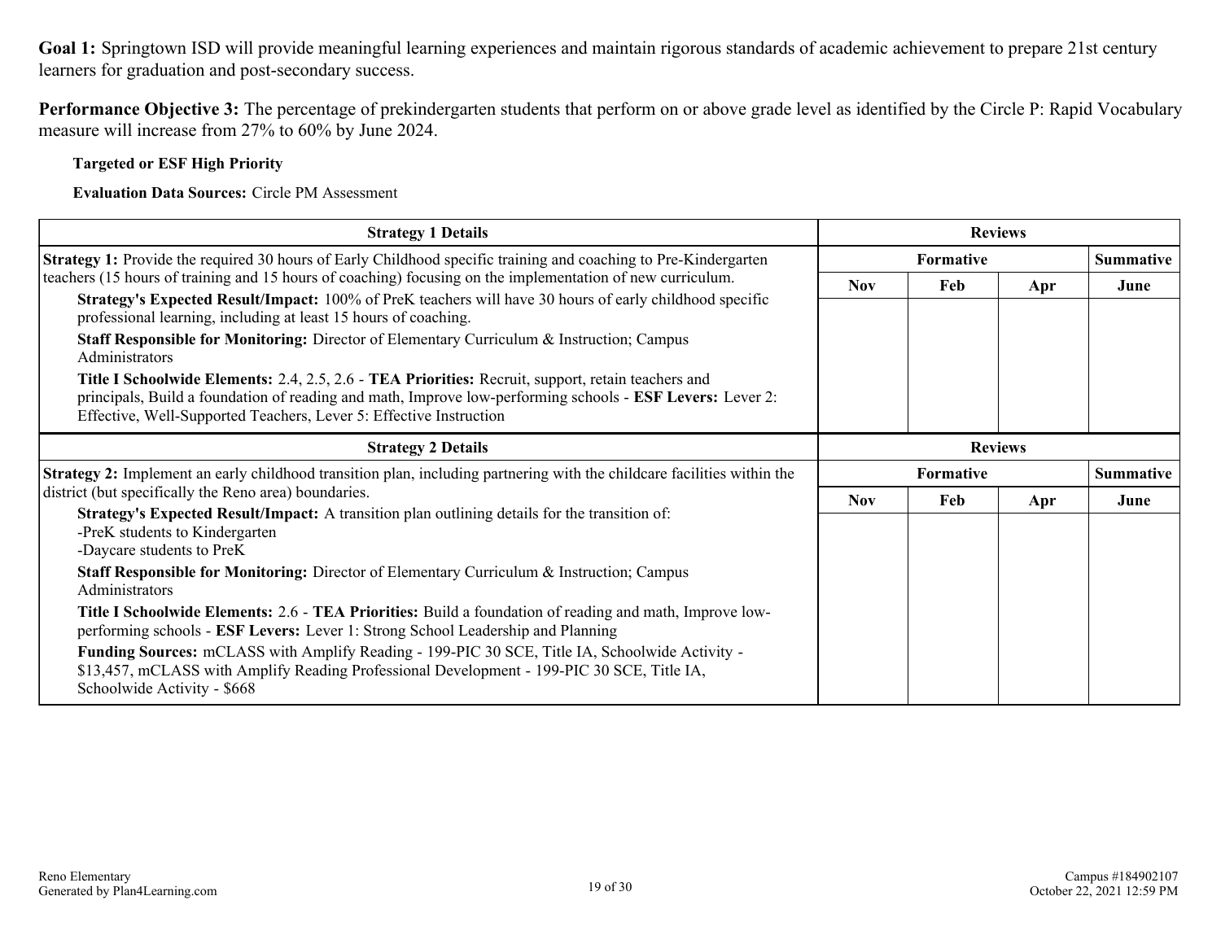**Goal 1:** Springtown ISD will provide meaningful learning experiences and maintain rigorous standards of academic achievement to prepare 21st century learners for graduation and post-secondary success.

**Performance Objective 3:** The percentage of prekindergarten students that perform on or above grade level as identified by the Circle P: Rapid Vocabulary measure will increase from 27% to 60% by June 2024.

**Targeted or ESF High Priority**

**Evaluation Data Sources:** Circle PM Assessment

| Strategy 1 Details | Reviews | | | |
|---|---|---|---|---|
| | Formative | | | Summative |
| | Nov | Feb | Apr | June |
| **Strategy 1:** Provide the required 30 hours of Early Childhood specific training and coaching to Pre-Kindergarten teachers (15 hours of training and 15 hours of coaching) focusing on the implementation of new curriculum.<br>**Strategy's Expected Result/Impact:** 100% of PreK teachers will have 30 hours of early childhood specific professional learning, including at least 15 hours of coaching.<br>**Staff Responsible for Monitoring:** Director of Elementary Curriculum & Instruction; Campus Administrators<br>**Title I Schoolwide Elements:** 2.4, 2.5, 2.6 - **TEA Priorities:** Recruit, support, retain teachers and principals, Build a foundation of reading and math, Improve low-performing schools - **ESF Levers:** Lever 2: Effective, Well-Supported Teachers, Lever 5: Effective Instruction | | | | |

| Strategy 2 Details | Reviews | | | |
|---|---|---|---|---|
| | Formative | | | Summative |
| | Nov | Feb | Apr | June |
| **Strategy 2:** Implement an early childhood transition plan, including partnering with the childcare facilities within the district (but specifically the Reno area) boundaries.<br>**Strategy's Expected Result/Impact:** A transition plan outlining details for the transition of:<br>-PreK students to Kindergarten<br>-Daycare students to PreK<br>**Staff Responsible for Monitoring:** Director of Elementary Curriculum & Instruction; Campus Administrators<br>**Title I Schoolwide Elements:** 2.6 - **TEA Priorities:** Build a foundation of reading and math, Improve low-performing schools - **ESF Levers:** Lever 1: Strong School Leadership and Planning<br>**Funding Sources:** mCLASS with Amplify Reading - 199-PIC 30 SCE, Title IA, Schoolwide Activity - $13,457, mCLASS with Amplify Reading Professional Development - 199-PIC 30 SCE, Title IA, Schoolwide Activity - $668 | | | | |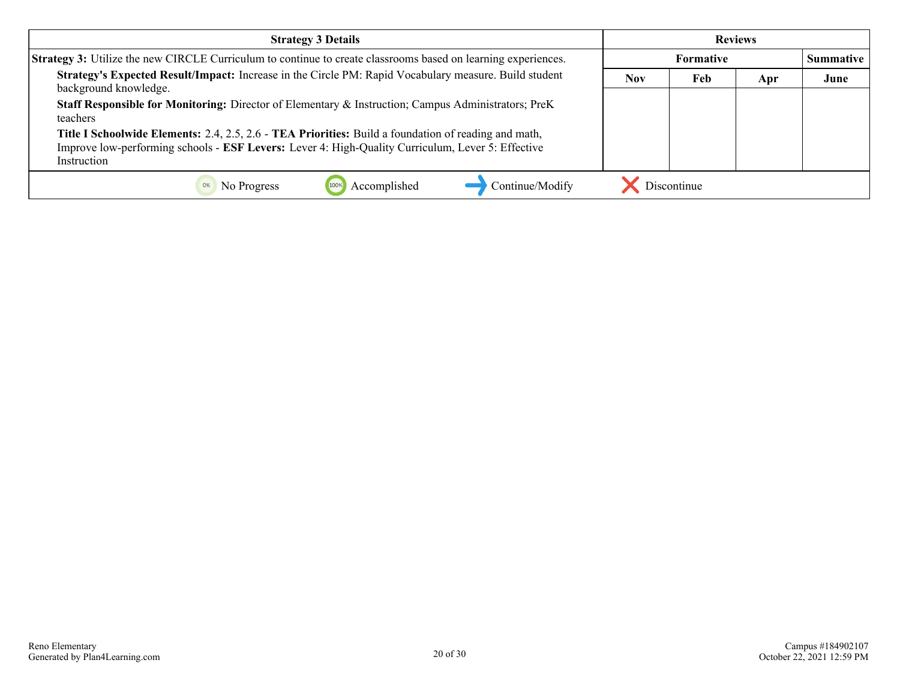| Strategy 3 Details | Reviews | | | |
|---|---|---|---|---|
| | Formative | | | Summative |
| | Nov | Feb | Apr | June |
| **Strategy 3:** Utilize the new CIRCLE Curriculum to continue to create classrooms based on learning experiences.<br>**Strategy's Expected Result/Impact:** Increase in the Circle PM: Rapid Vocabulary measure. Build student background knowledge.<br>**Staff Responsible for Monitoring:** Director of Elementary & Instruction; Campus Administrators; PreK teachers<br>**Title I Schoolwide Elements:** 2.4, 2.5, 2.6 - **TEA Priorities:** Build a foundation of reading and math, Improve low-performing schools - **ESF Levers:** Lever 4: High-Quality Curriculum, Lever 5: Effective Instruction | | | | |

0% No Progress | 100% Accomplished | ➡ Continue/Modify | ✖ Discontinue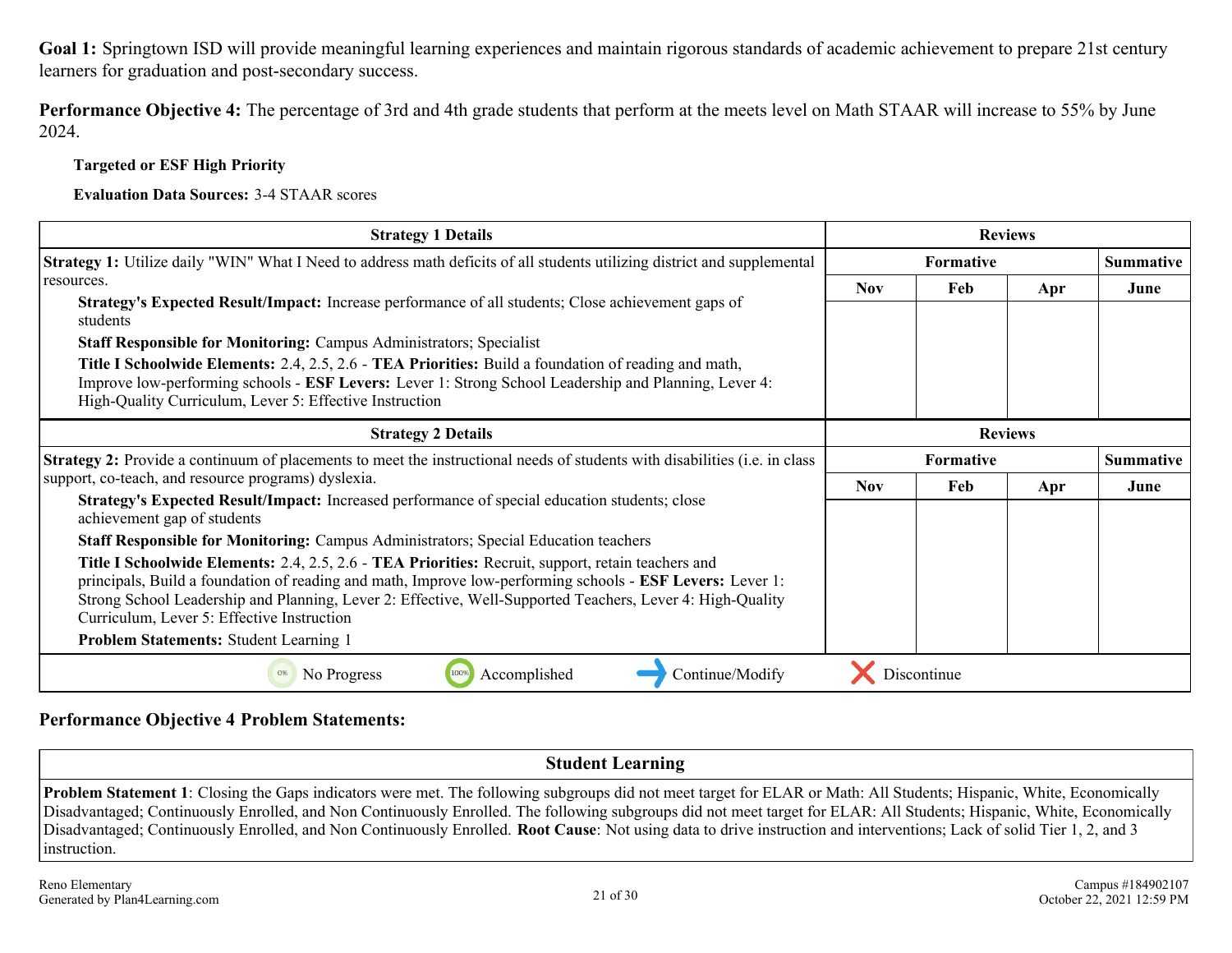**Goal 1:** Springtown ISD will provide meaningful learning experiences and maintain rigorous standards of academic achievement to prepare 21st century learners for graduation and post-secondary success.

**Performance Objective 4:** The percentage of 3rd and 4th grade students that perform at the meets level on Math STAAR will increase to 55% by June 2024.

**Targeted or ESF High Priority**

**Evaluation Data Sources:** 3-4 STAAR scores

| Strategy 1 Details | Reviews | | | |
|---|---|---|---|---|
| **Strategy 1:** Utilize daily "WIN" What I Need to address math deficits of all students utilizing district and supplemental resources. | Formative | | | Summative |
| **Strategy's Expected Result/Impact:** Increase performance of all students; Close achievement gaps of students<br>**Staff Responsible for Monitoring:** Campus Administrators; Specialist<br>**Title I Schoolwide Elements:** 2.4, 2.5, 2.6 - **TEA Priorities:** Build a foundation of reading and math, Improve low-performing schools - **ESF Levers:** Lever 1: Strong School Leadership and Planning, Lever 4: High-Quality Curriculum, Lever 5: Effective Instruction | Nov | Feb | Apr | June |

| Strategy 2 Details | Reviews | | | |
|---|---|---|---|---|
| **Strategy 2:** Provide a continuum of placements to meet the instructional needs of students with disabilities (i.e. in class support, co-teach, and resource programs) dyslexia. | Formative | | | Summative |
| **Strategy's Expected Result/Impact:** Increased performance of special education students; close achievement gap of students<br>**Staff Responsible for Monitoring:** Campus Administrators; Special Education teachers<br>**Title I Schoolwide Elements:** 2.4, 2.5, 2.6 - **TEA Priorities:** Recruit, support, retain teachers and principals, Build a foundation of reading and math, Improve low-performing schools - **ESF Levers:** Lever 1: Strong School Leadership and Planning, Lever 2: Effective, Well-Supported Teachers, Lever 4: High-Quality Curriculum, Lever 5: Effective Instruction<br>**Problem Statements:** Student Learning 1 | Nov | Feb | Apr | June |

0% No Progress | 100% Accomplished | Continue/Modify | Discontinue

## Performance Objective 4 Problem Statements:

| Student Learning |
|---|
| **Problem Statement 1**: Closing the Gaps indicators were met. The following subgroups did not meet target for ELAR or Math: All Students; Hispanic, White, Economically Disadvantaged; Continuously Enrolled, and Non Continuously Enrolled. The following subgroups did not meet target for ELAR: All Students; Hispanic, White, Economically Disadvantaged; Continuously Enrolled, and Non Continuously Enrolled. **Root Cause**: Not using data to drive instruction and interventions; Lack of solid Tier 1, 2, and 3 instruction. |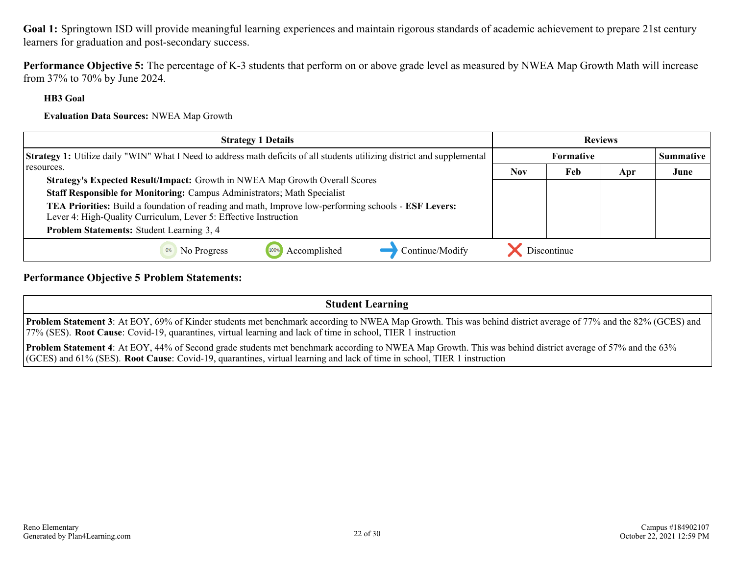**Goal 1:** Springtown ISD will provide meaningful learning experiences and maintain rigorous standards of academic achievement to prepare 21st century learners for graduation and post-secondary success.

**Performance Objective 5:** The percentage of K-3 students that perform on or above grade level as measured by NWEA Map Growth Math will increase from 37% to 70% by June 2024.

**HB3 Goal**

**Evaluation Data Sources:** NWEA Map Growth

| Strategy 1 Details | Reviews | | | |
|---|---|---|---|---|
| | Formative | | | Summative |
| | Nov | Feb | Apr | June |
| **Strategy 1:** Utilize daily "WIN" What I Need to address math deficits of all students utilizing district and supplemental resources.<br>**Strategy's Expected Result/Impact:** Growth in NWEA Map Growth Overall Scores<br>**Staff Responsible for Monitoring:** Campus Administrators; Math Specialist<br>**TEA Priorities:** Build a foundation of reading and math, Improve low-performing schools - **ESF Levers:** Lever 4: High-Quality Curriculum, Lever 5: Effective Instruction<br>**Problem Statements:** Student Learning 3, 4 | | | | |

0% No Progress | 100% Accomplished | ➜ Continue/Modify | ✗ Discontinue

**Performance Objective 5 Problem Statements:**

| Student Learning |
|---|
| **Problem Statement 3**: At EOY, 69% of Kinder students met benchmark according to NWEA Map Growth. This was behind district average of 77% and the 82% (GCES) and 77% (SES). **Root Cause**: Covid-19, quarantines, virtual learning and lack of time in school, TIER 1 instruction |
| **Problem Statement 4**: At EOY, 44% of Second grade students met benchmark according to NWEA Map Growth. This was behind district average of 57% and the 63% (GCES) and 61% (SES). **Root Cause**: Covid-19, quarantines, virtual learning and lack of time in school, TIER 1 instruction |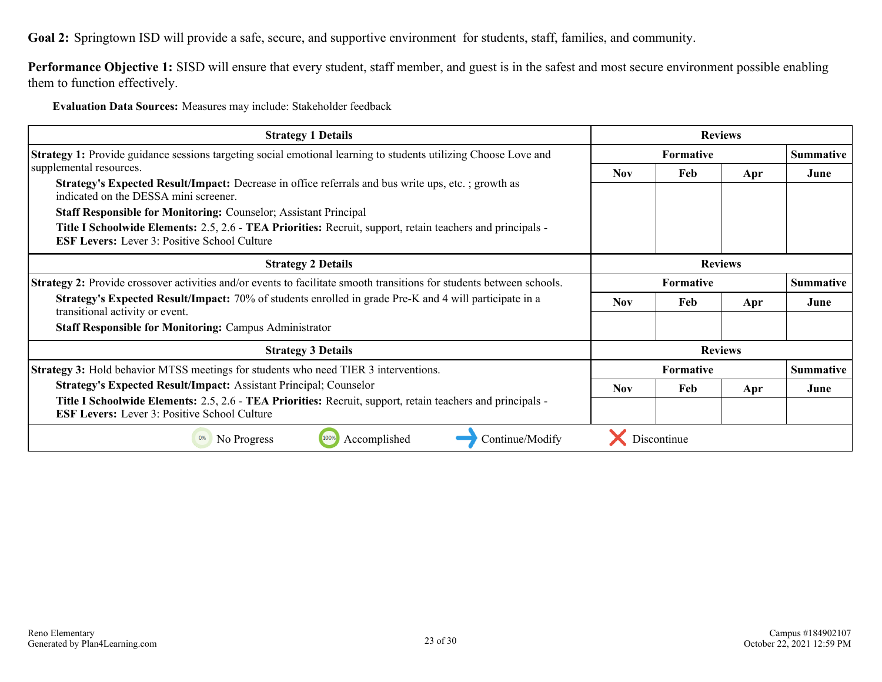**Goal 2:** Springtown ISD will provide a safe, secure, and supportive environment for students, staff, families, and community.

**Performance Objective 1:** SISD will ensure that every student, staff member, and guest is in the safest and most secure environment possible enabling them to function effectively.

**Evaluation Data Sources:** Measures may include: Stakeholder feedback

| Strategy 1 Details | Reviews | | | |
|---|---|---|---|---|
| **Strategy 1:** Provide guidance sessions targeting social emotional learning to students utilizing Choose Love and supplemental resources.<br>**Strategy's Expected Result/Impact:** Decrease in office referrals and bus write ups, etc. ; growth as indicated on the DESSA mini screener.<br>**Staff Responsible for Monitoring:** Counselor; Assistant Principal<br>**Title I Schoolwide Elements:** 2.5, 2.6 - **TEA Priorities:** Recruit, support, retain teachers and principals - **ESF Levers:** Lever 3: Positive School Culture | Formative | | | Summative |
| | Nov | Feb | Apr | June |
| | | | | |

| Strategy 2 Details | Reviews | | | |
|---|---|---|---|---|
| **Strategy 2:** Provide crossover activities and/or events to facilitate smooth transitions for students between schools.<br>**Strategy's Expected Result/Impact:** 70% of students enrolled in grade Pre-K and 4 will participate in a transitional activity or event.<br>**Staff Responsible for Monitoring:** Campus Administrator | Formative | | | Summative |
| | Nov | Feb | Apr | June |
| | | | | |

| Strategy 3 Details | Reviews | | | |
|---|---|---|---|---|
| **Strategy 3:** Hold behavior MTSS meetings for students who need TIER 3 interventions.<br>**Strategy's Expected Result/Impact:** Assistant Principal; Counselor<br>**Title I Schoolwide Elements:** 2.5, 2.6 - **TEA Priorities:** Recruit, support, retain teachers and principals - **ESF Levers:** Lever 3: Positive School Culture | Formative | | | Summative |
| | Nov | Feb | Apr | June |
| | | | | |

0% No Progress | 100% Accomplished | Continue/Modify | Discontinue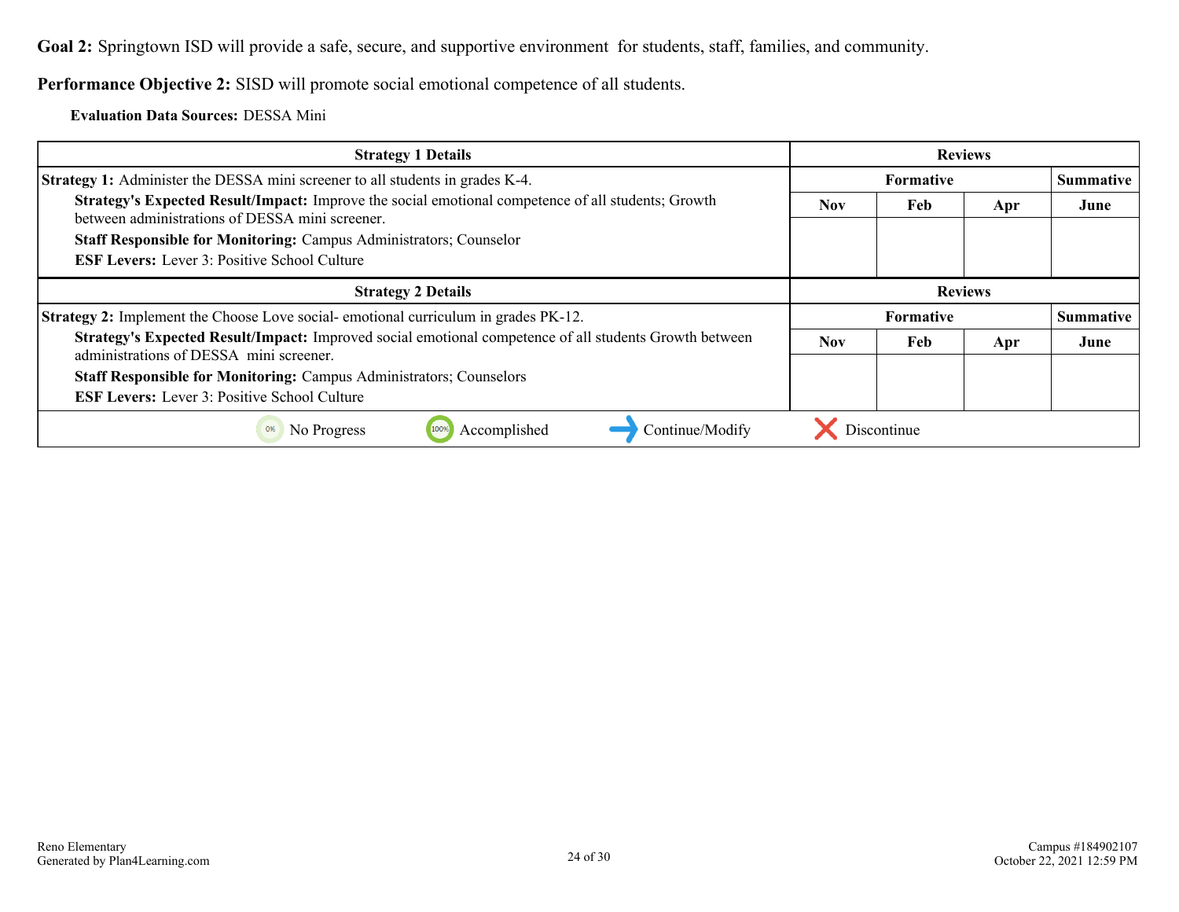**Goal 2:** Springtown ISD will provide a safe, secure, and supportive environment for students, staff, families, and community.

**Performance Objective 2:** SISD will promote social emotional competence of all students.

**Evaluation Data Sources:** DESSA Mini

| Strategy 1 Details | Reviews | | | |
|---|---|---|---|---|
| **Strategy 1:** Administer the DESSA mini screener to all students in grades K-4. | Formative | | | Summative |
| **Strategy's Expected Result/Impact:** Improve the social emotional competence of all students; Growth between administrations of DESSA mini screener.<br>**Staff Responsible for Monitoring:** Campus Administrators; Counselor<br>**ESF Levers:** Lever 3: Positive School Culture | Nov | Feb | Apr | June |
| | | | | |

| Strategy 2 Details | Reviews | | | |
|---|---|---|---|---|
| **Strategy 2:** Implement the Choose Love social- emotional curriculum in grades PK-12. | Formative | | | Summative |
| **Strategy's Expected Result/Impact:** Improved social emotional competence of all students Growth between administrations of DESSA mini screener.<br>**Staff Responsible for Monitoring:** Campus Administrators; Counselors<br>**ESF Levers:** Lever 3: Positive School Culture | Nov | Feb | Apr | June |
| | | | | |

0% No Progress | 100% Accomplished | → Continue/Modify | ✕ Discontinue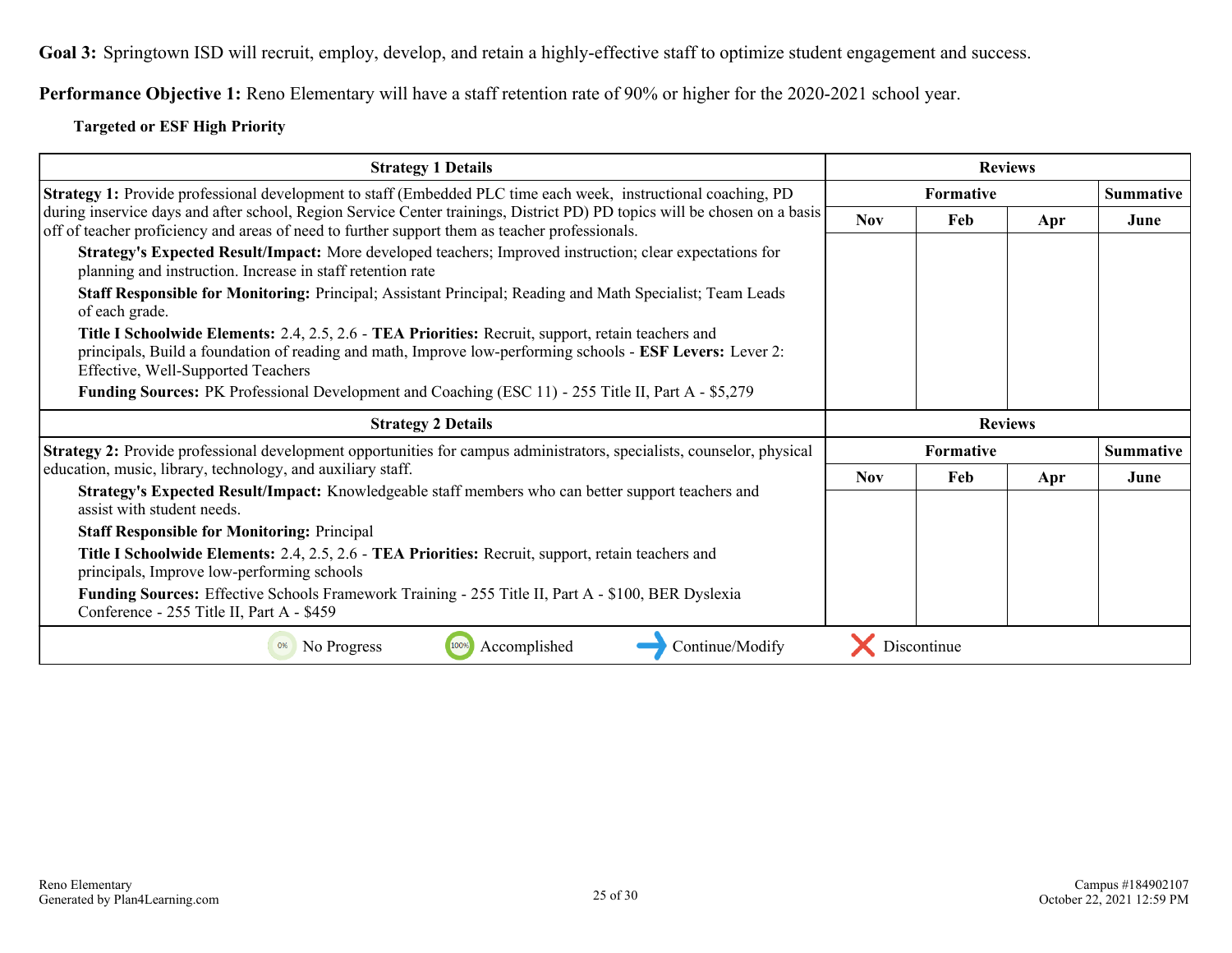**Goal 3:** Springtown ISD will recruit, employ, develop, and retain a highly-effective staff to optimize student engagement and success.

**Performance Objective 1:** Reno Elementary will have a staff retention rate of 90% or higher for the 2020-2021 school year.

**Targeted or ESF High Priority**

| Strategy 1 Details | Reviews | | | |
|---|---|---|---|---|
| | Formative | | | Summative |
| **Strategy 1:** Provide professional development to staff (Embedded PLC time each week, instructional coaching, PD during inservice days and after school, Region Service Center trainings, District PD) PD topics will be chosen on a basis off of teacher proficiency and areas of need to further support them as teacher professionals.<br>**Strategy's Expected Result/Impact:** More developed teachers; Improved instruction; clear expectations for planning and instruction. Increase in staff retention rate<br>**Staff Responsible for Monitoring:** Principal; Assistant Principal; Reading and Math Specialist; Team Leads of each grade.<br>**Title I Schoolwide Elements:** 2.4, 2.5, 2.6 - **TEA Priorities:** Recruit, support, retain teachers and principals, Build a foundation of reading and math, Improve low-performing schools - **ESF Levers:** Lever 2: Effective, Well-Supported Teachers<br>**Funding Sources:** PK Professional Development and Coaching (ESC 11) - 255 Title II, Part A - $5,279 | Nov | Feb | Apr | June |

| Strategy 2 Details | Reviews | | | |
|---|---|---|---|---|
| | Formative | | | Summative |
| **Strategy 2:** Provide professional development opportunities for campus administrators, specialists, counselor, physical education, music, library, technology, and auxiliary staff.<br>**Strategy's Expected Result/Impact:** Knowledgeable staff members who can better support teachers and assist with student needs.<br>**Staff Responsible for Monitoring:** Principal<br>**Title I Schoolwide Elements:** 2.4, 2.5, 2.6 - **TEA Priorities:** Recruit, support, retain teachers and principals, Improve low-performing schools<br>**Funding Sources:** Effective Schools Framework Training - 255 Title II, Part A - $100, BER Dyslexia Conference - 255 Title II, Part A - $459 | Nov | Feb | Apr | June |

0% No Progress | 100% Accomplished | Continue/Modify | Discontinue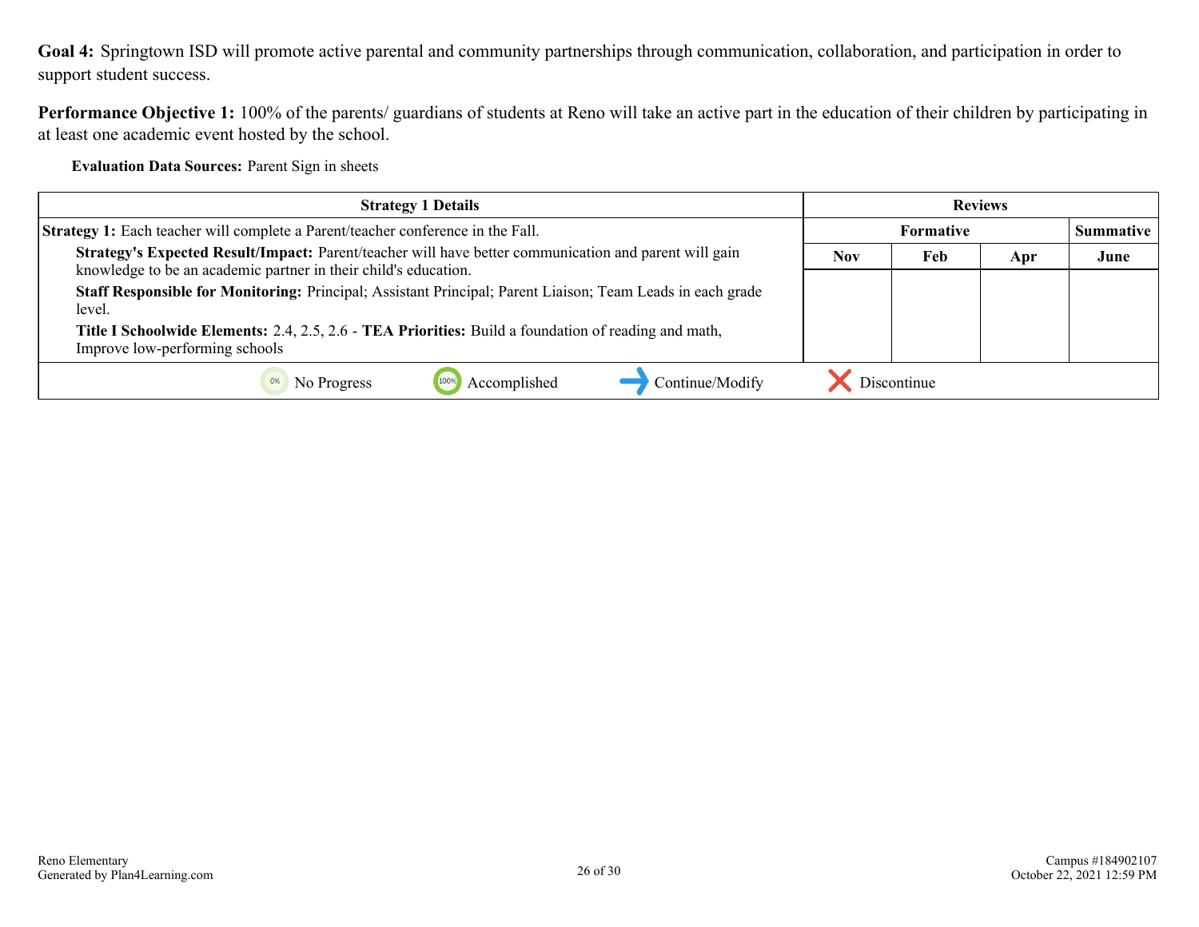**Goal 4:** Springtown ISD will promote active parental and community partnerships through communication, collaboration, and participation in order to support student success.

**Performance Objective 1:** 100% of the parents/ guardians of students at Reno will take an active part in the education of their children by participating in at least one academic event hosted by the school.

**Evaluation Data Sources:** Parent Sign in sheets

| Strategy 1 Details | Reviews | | | |
|---|---|---|---|---|
| | Formative | | | Summative |
| | Nov | Feb | Apr | June |
| **Strategy 1:** Each teacher will complete a Parent/teacher conference in the Fall.<br>**Strategy's Expected Result/Impact:** Parent/teacher will have better communication and parent will gain knowledge to be an academic partner in their child's education.<br>**Staff Responsible for Monitoring:** Principal; Assistant Principal; Parent Liaison; Team Leads in each grade level.<br>**Title I Schoolwide Elements:** 2.4, 2.5, 2.6 - **TEA Priorities:** Build a foundation of reading and math, Improve low-performing schools | | | | |

0% No Progress | 100% Accomplished | Continue/Modify | Discontinue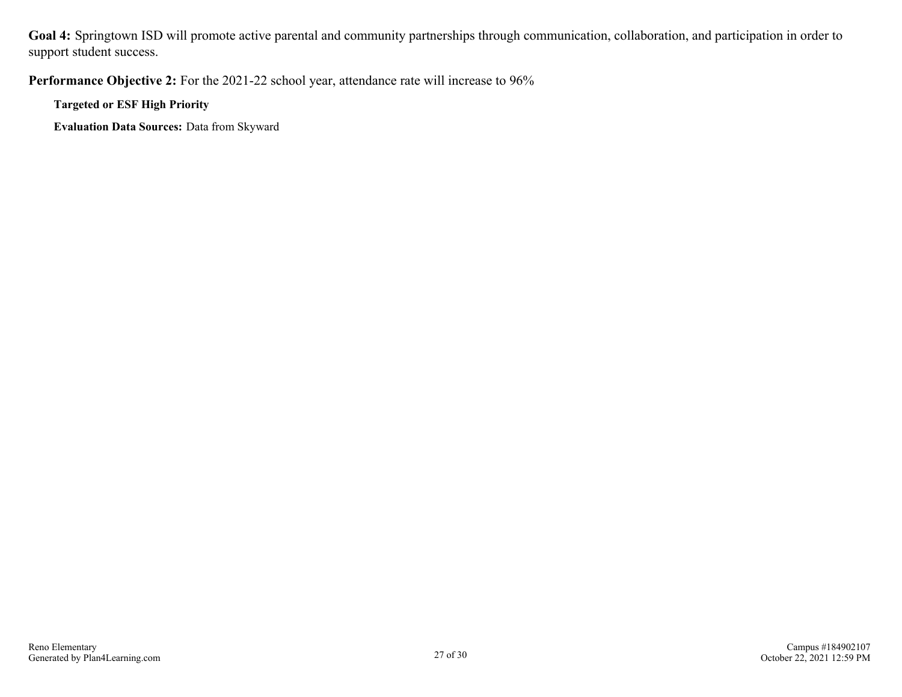**Goal 4:** Springtown ISD will promote active parental and community partnerships through communication, collaboration, and participation in order to support student success.

**Performance Objective 2:** For the 2021-22 school year, attendance rate will increase to 96%

**Targeted or ESF High Priority**

**Evaluation Data Sources:** Data from Skyward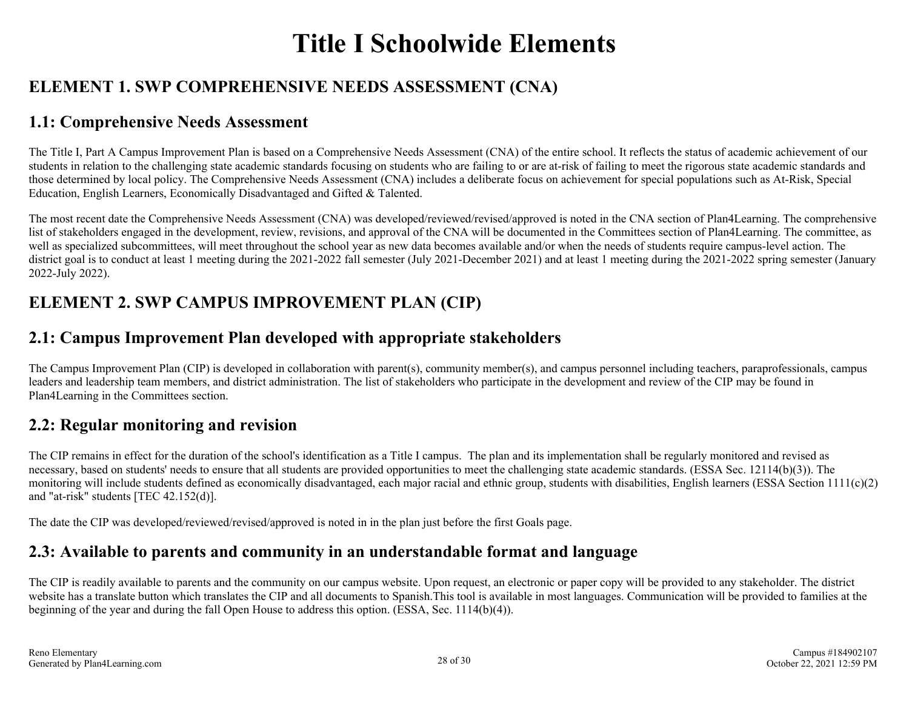# Title I Schoolwide Elements

## ELEMENT 1. SWP COMPREHENSIVE NEEDS ASSESSMENT (CNA)

### 1.1: Comprehensive Needs Assessment

The Title I, Part A Campus Improvement Plan is based on a Comprehensive Needs Assessment (CNA) of the entire school. It reflects the status of academic achievement of our students in relation to the challenging state academic standards focusing on students who are failing to or are at-risk of failing to meet the rigorous state academic standards and those determined by local policy. The Comprehensive Needs Assessment (CNA) includes a deliberate focus on achievement for special populations such as At-Risk, Special Education, English Learners, Economically Disadvantaged and Gifted & Talented.

The most recent date the Comprehensive Needs Assessment (CNA) was developed/reviewed/revised/approved is noted in the CNA section of Plan4Learning. The comprehensive list of stakeholders engaged in the development, review, revisions, and approval of the CNA will be documented in the Committees section of Plan4Learning. The committee, as well as specialized subcommittees, will meet throughout the school year as new data becomes available and/or when the needs of students require campus-level action. The district goal is to conduct at least 1 meeting during the 2021-2022 fall semester (July 2021-December 2021) and at least 1 meeting during the 2021-2022 spring semester (January 2022-July 2022).

## ELEMENT 2. SWP CAMPUS IMPROVEMENT PLAN (CIP)

### 2.1: Campus Improvement Plan developed with appropriate stakeholders

The Campus Improvement Plan (CIP) is developed in collaboration with parent(s), community member(s), and campus personnel including teachers, paraprofessionals, campus leaders and leadership team members, and district administration. The list of stakeholders who participate in the development and review of the CIP may be found in Plan4Learning in the Committees section.

### 2.2: Regular monitoring and revision

The CIP remains in effect for the duration of the school's identification as a Title I campus. The plan and its implementation shall be regularly monitored and revised as necessary, based on students' needs to ensure that all students are provided opportunities to meet the challenging state academic standards. (ESSA Sec. 12114(b)(3)). The monitoring will include students defined as economically disadvantaged, each major racial and ethnic group, students with disabilities, English learners (ESSA Section 1111(c)(2) and "at-risk" students [TEC 42.152(d)].

The date the CIP was developed/reviewed/revised/approved is noted in in the plan just before the first Goals page.

### 2.3: Available to parents and community in an understandable format and language

The CIP is readily available to parents and the community on our campus website. Upon request, an electronic or paper copy will be provided to any stakeholder. The district website has a translate button which translates the CIP and all documents to Spanish.This tool is available in most languages. Communication will be provided to families at the beginning of the year and during the fall Open House to address this option. (ESSA, Sec. 1114(b)(4)).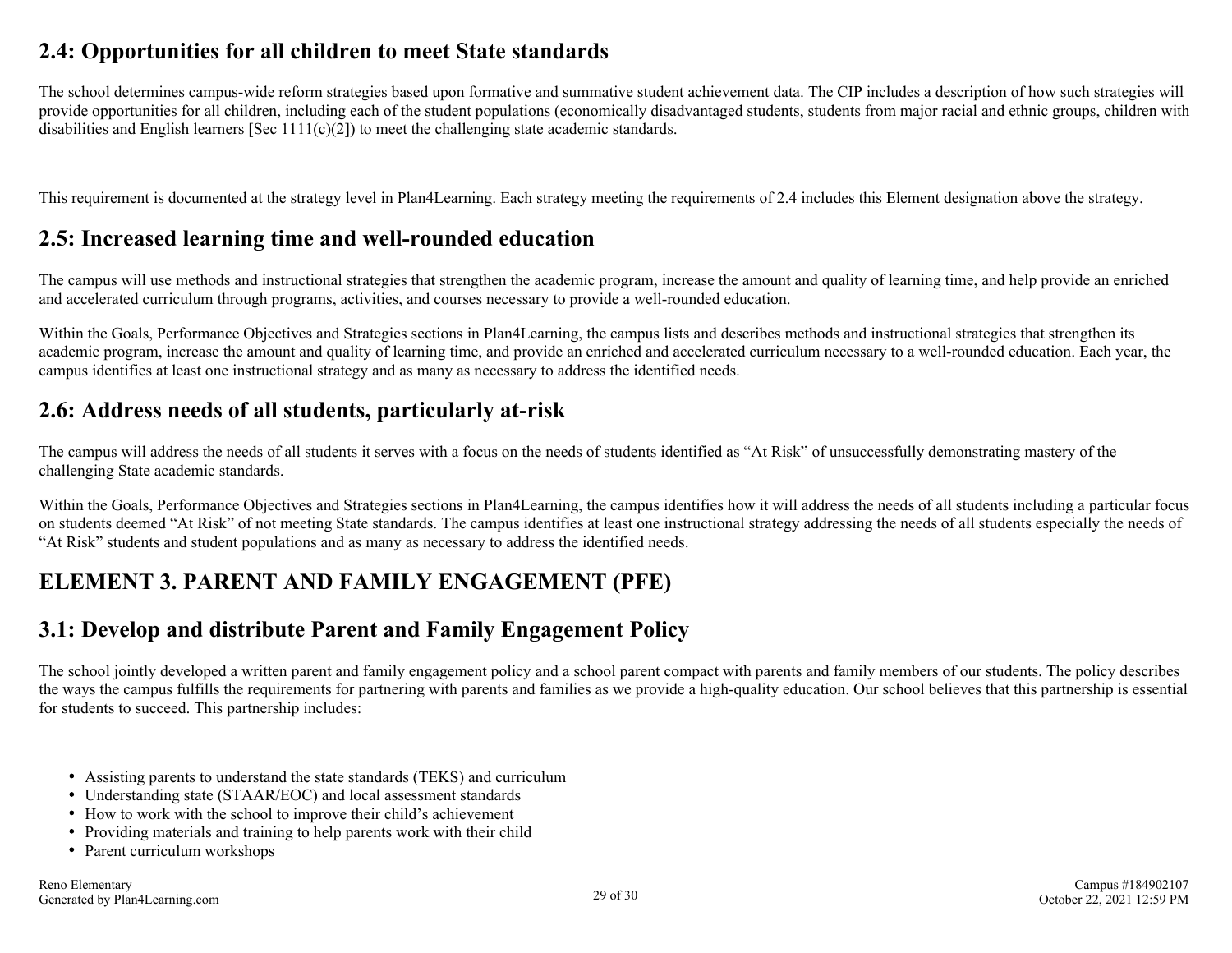## 2.4: Opportunities for all children to meet State standards

The school determines campus-wide reform strategies based upon formative and summative student achievement data. The CIP includes a description of how such strategies will provide opportunities for all children, including each of the student populations (economically disadvantaged students, students from major racial and ethnic groups, children with disabilities and English learners [Sec 1111(c)(2]) to meet the challenging state academic standards.

This requirement is documented at the strategy level in Plan4Learning. Each strategy meeting the requirements of 2.4 includes this Element designation above the strategy.

## 2.5: Increased learning time and well-rounded education

The campus will use methods and instructional strategies that strengthen the academic program, increase the amount and quality of learning time, and help provide an enriched and accelerated curriculum through programs, activities, and courses necessary to provide a well-rounded education.

Within the Goals, Performance Objectives and Strategies sections in Plan4Learning, the campus lists and describes methods and instructional strategies that strengthen its academic program, increase the amount and quality of learning time, and provide an enriched and accelerated curriculum necessary to a well-rounded education. Each year, the campus identifies at least one instructional strategy and as many as necessary to address the identified needs.

## 2.6: Address needs of all students, particularly at-risk

The campus will address the needs of all students it serves with a focus on the needs of students identified as "At Risk" of unsuccessfully demonstrating mastery of the challenging State academic standards.

Within the Goals, Performance Objectives and Strategies sections in Plan4Learning, the campus identifies how it will address the needs of all students including a particular focus on students deemed "At Risk" of not meeting State standards. The campus identifies at least one instructional strategy addressing the needs of all students especially the needs of "At Risk" students and student populations and as many as necessary to address the identified needs.

# ELEMENT 3. PARENT AND FAMILY ENGAGEMENT (PFE)

## 3.1: Develop and distribute Parent and Family Engagement Policy

The school jointly developed a written parent and family engagement policy and a school parent compact with parents and family members of our students. The policy describes the ways the campus fulfills the requirements for partnering with parents and families as we provide a high-quality education. Our school believes that this partnership is essential for students to succeed. This partnership includes:

- Assisting parents to understand the state standards (TEKS) and curriculum
- Understanding state (STAAR/EOC) and local assessment standards
- How to work with the school to improve their child's achievement
- Providing materials and training to help parents work with their child
- Parent curriculum workshops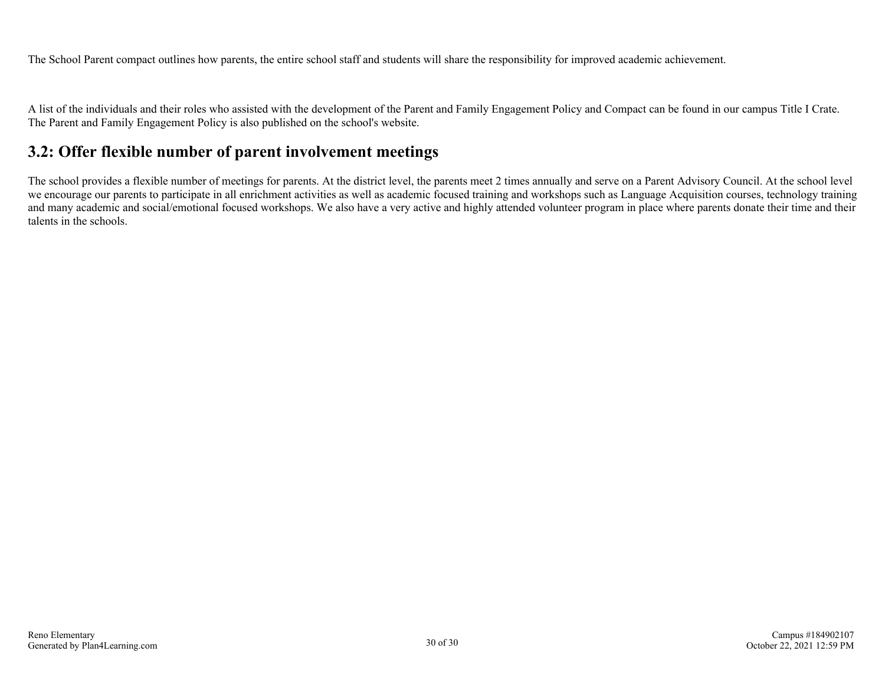The School Parent compact outlines how parents, the entire school staff and students will share the responsibility for improved academic achievement.

A list of the individuals and their roles who assisted with the development of the Parent and Family Engagement Policy and Compact can be found in our campus Title I Crate. The Parent and Family Engagement Policy is also published on the school's website.

## 3.2: Offer flexible number of parent involvement meetings

The school provides a flexible number of meetings for parents. At the district level, the parents meet 2 times annually and serve on a Parent Advisory Council. At the school level we encourage our parents to participate in all enrichment activities as well as academic focused training and workshops such as Language Acquisition courses, technology training and many academic and social/emotional focused workshops. We also have a very active and highly attended volunteer program in place where parents donate their time and their talents in the schools.